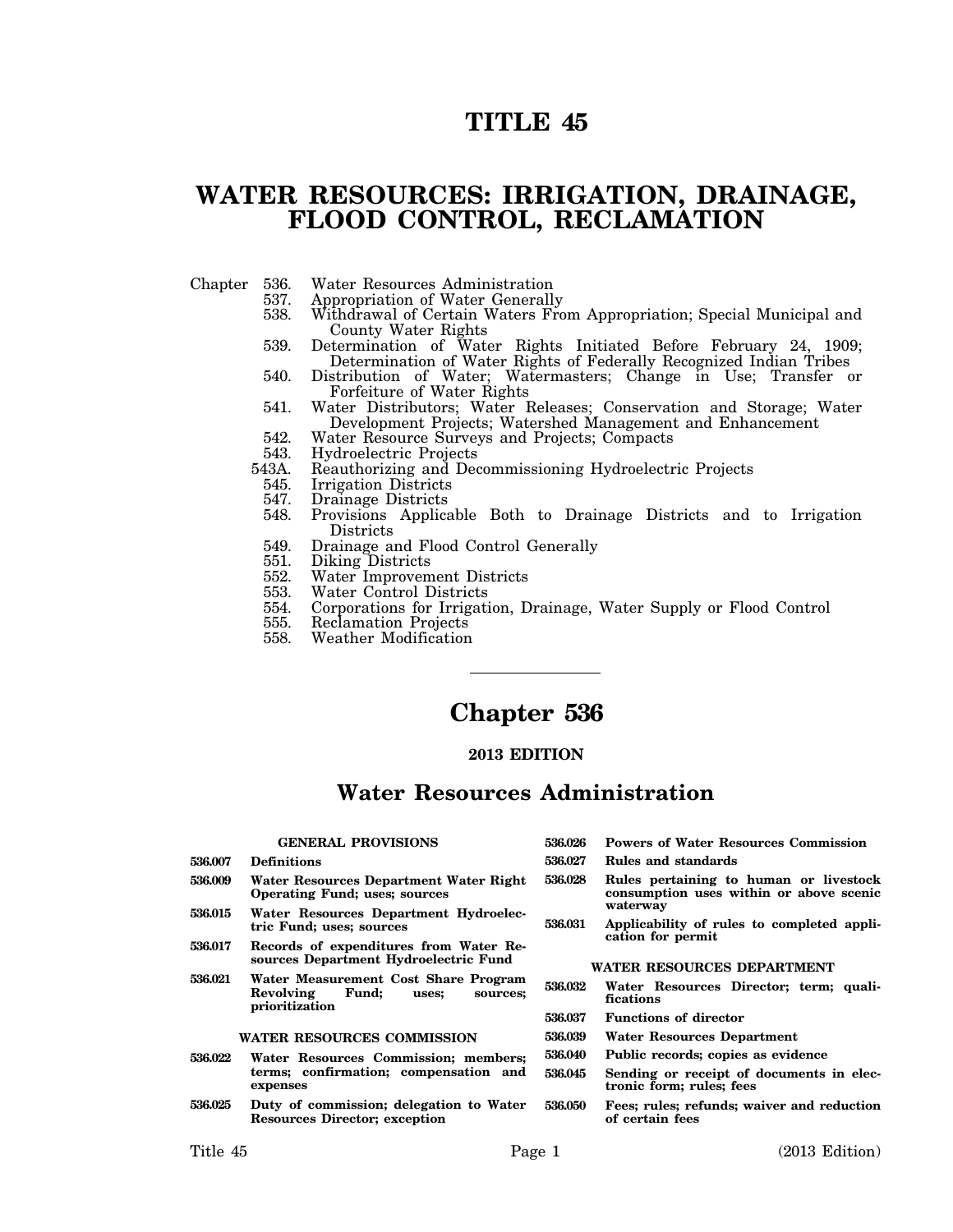# TITLE 45

# WATER RESOURCES: IRRIGATION, DRAINAGE, FLOOD CONTROL, RECLAMATION

Chapter 536. Water Resources Administration
537. Appropriation of Water Generally
538. Withdrawal of Certain Waters From Appropriation; Special Municipal and County Water Rights
539. Determination of Water Rights Initiated Before February 24, 1909; Determination of Water Rights of Federally Recognized Indian Tribes
540. Distribution of Water; Watermasters; Change in Use; Transfer or Forfeiture of Water Rights
541. Water Distributors; Water Releases; Conservation and Storage; Water Development Projects; Watershed Management and Enhancement
542. Water Resource Surveys and Projects; Compacts
543. Hydroelectric Projects
543A. Reauthorizing and Decommissioning Hydroelectric Projects
545. Irrigation Districts
547. Drainage Districts
548. Provisions Applicable Both to Drainage Districts and to Irrigation Districts
549. Drainage and Flood Control Generally
551. Diking Districts
552. Water Improvement Districts
553. Water Control Districts
554. Corporations for Irrigation, Drainage, Water Supply or Flood Control
555. Reclamation Projects
558. Weather Modification

---

# Chapter 536

**2013 EDITION**

## Water Resources Administration

**GENERAL PROVISIONS**

**536.007** **Definitions**

**536.009** **Water Resources Department Water Right Operating Fund; uses; sources**

**536.015** **Water Resources Department Hydroelectric Fund; uses; sources**

**536.017** **Records of expenditures from Water Resources Department Hydroelectric Fund**

**536.021** **Water Measurement Cost Share Program Revolving Fund; uses; sources; prioritization**

**WATER RESOURCES COMMISSION**

**536.022** **Water Resources Commission; members; terms; confirmation; compensation and expenses**

**536.025** **Duty of commission; delegation to Water Resources Director; exception**

**536.026** **Powers of Water Resources Commission**

**536.027** **Rules and standards**

**536.028** **Rules pertaining to human or livestock consumption uses within or above scenic waterway**

**536.031** **Applicability of rules to completed application for permit**

**WATER RESOURCES DEPARTMENT**

**536.032** **Water Resources Director; term; qualifications**

**536.037** **Functions of director**

**536.039** **Water Resources Department**

**536.040** **Public records; copies as evidence**

**536.045** **Sending or receipt of documents in electronic form; rules; fees**

**536.050** **Fees; rules; refunds; waiver and reduction of certain fees**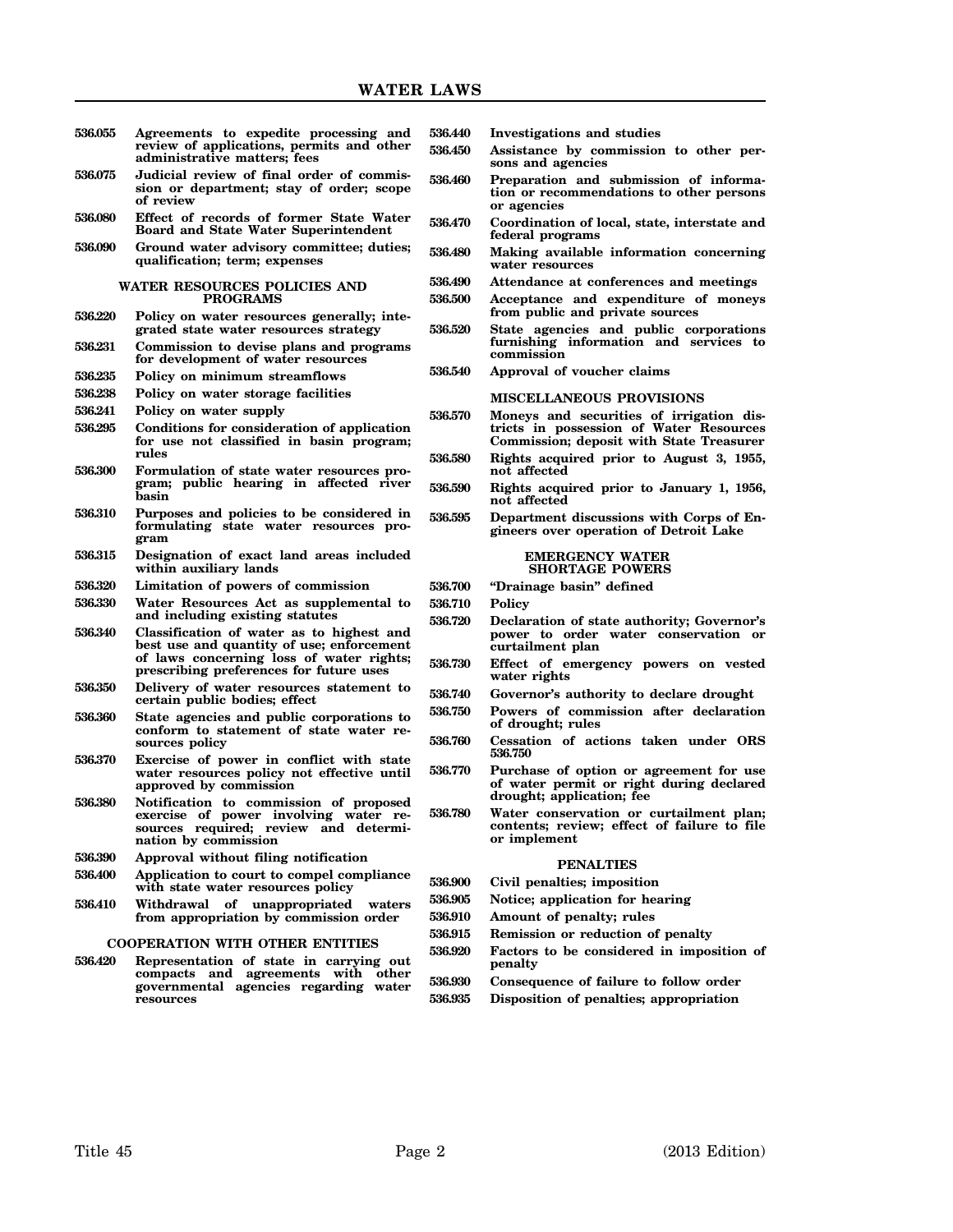536.055 **Agreements to expedite processing and review of applications, permits and other administrative matters; fees**

536.075 **Judicial review of final order of commission or department; stay of order; scope of review**

536.080 **Effect of records of former State Water Board and State Water Superintendent**

536.090 **Ground water advisory committee; duties; qualification; term; expenses**

### WATER RESOURCES POLICIES AND PROGRAMS

536.220 **Policy on water resources generally; integrated state water resources strategy**

536.231 **Commission to devise plans and programs for development of water resources**

536.235 **Policy on minimum streamflows**

536.238 **Policy on water storage facilities**

536.241 **Policy on water supply**

536.295 **Conditions for consideration of application for use not classified in basin program; rules**

536.300 **Formulation of state water resources program; public hearing in affected river basin**

536.310 **Purposes and policies to be considered in formulating state water resources program**

536.315 **Designation of exact land areas included within auxiliary lands**

536.320 **Limitation of powers of commission**

536.330 **Water Resources Act as supplemental to and including existing statutes**

536.340 **Classification of water as to highest and best use and quantity of use; enforcement of laws concerning loss of water rights; prescribing preferences for future uses**

536.350 **Delivery of water resources statement to certain public bodies; effect**

536.360 **State agencies and public corporations to conform to statement of state water resources policy**

536.370 **Exercise of power in conflict with state water resources policy not effective until approved by commission**

536.380 **Notification to commission of proposed exercise of power involving water resources required; review and determination by commission**

536.390 **Approval without filing notification**

536.400 **Application to court to compel compliance with state water resources policy**

536.410 **Withdrawal of unappropriated waters from appropriation by commission order**

### COOPERATION WITH OTHER ENTITIES

536.420 **Representation of state in carrying out compacts and agreements with other governmental agencies regarding water resources**

536.440 **Investigations and studies**

536.450 **Assistance by commission to other persons and agencies**

536.460 **Preparation and submission of information or recommendations to other persons or agencies**

536.470 **Coordination of local, state, interstate and federal programs**

536.480 **Making available information concerning water resources**

536.490 **Attendance at conferences and meetings**

536.500 **Acceptance and expenditure of moneys from public and private sources**

536.520 **State agencies and public corporations furnishing information and services to commission**

536.540 **Approval of voucher claims**

### MISCELLANEOUS PROVISIONS

536.570 **Moneys and securities of irrigation districts in possession of Water Resources Commission; deposit with State Treasurer**

536.580 **Rights acquired prior to August 3, 1955, not affected**

536.590 **Rights acquired prior to January 1, 1956, not affected**

536.595 **Department discussions with Corps of Engineers over operation of Detroit Lake**

### EMERGENCY WATER SHORTAGE POWERS

536.700 **"Drainage basin" defined**

536.710 **Policy**

536.720 **Declaration of state authority; Governor's power to order water conservation or curtailment plan**

536.730 **Effect of emergency powers on vested water rights**

536.740 **Governor's authority to declare drought**

536.750 **Powers of commission after declaration of drought; rules**

536.760 **Cessation of actions taken under ORS 536.750**

536.770 **Purchase of option or agreement for use of water permit or right during declared drought; application; fee**

536.780 **Water conservation or curtailment plan; contents; review; effect of failure to file or implement**

### PENALTIES

536.900 **Civil penalties; imposition**

536.905 **Notice; application for hearing**

536.910 **Amount of penalty; rules**

536.915 **Remission or reduction of penalty**

536.920 **Factors to be considered in imposition of penalty**

536.930 **Consequence of failure to follow order**

536.935 **Disposition of penalties; appropriation**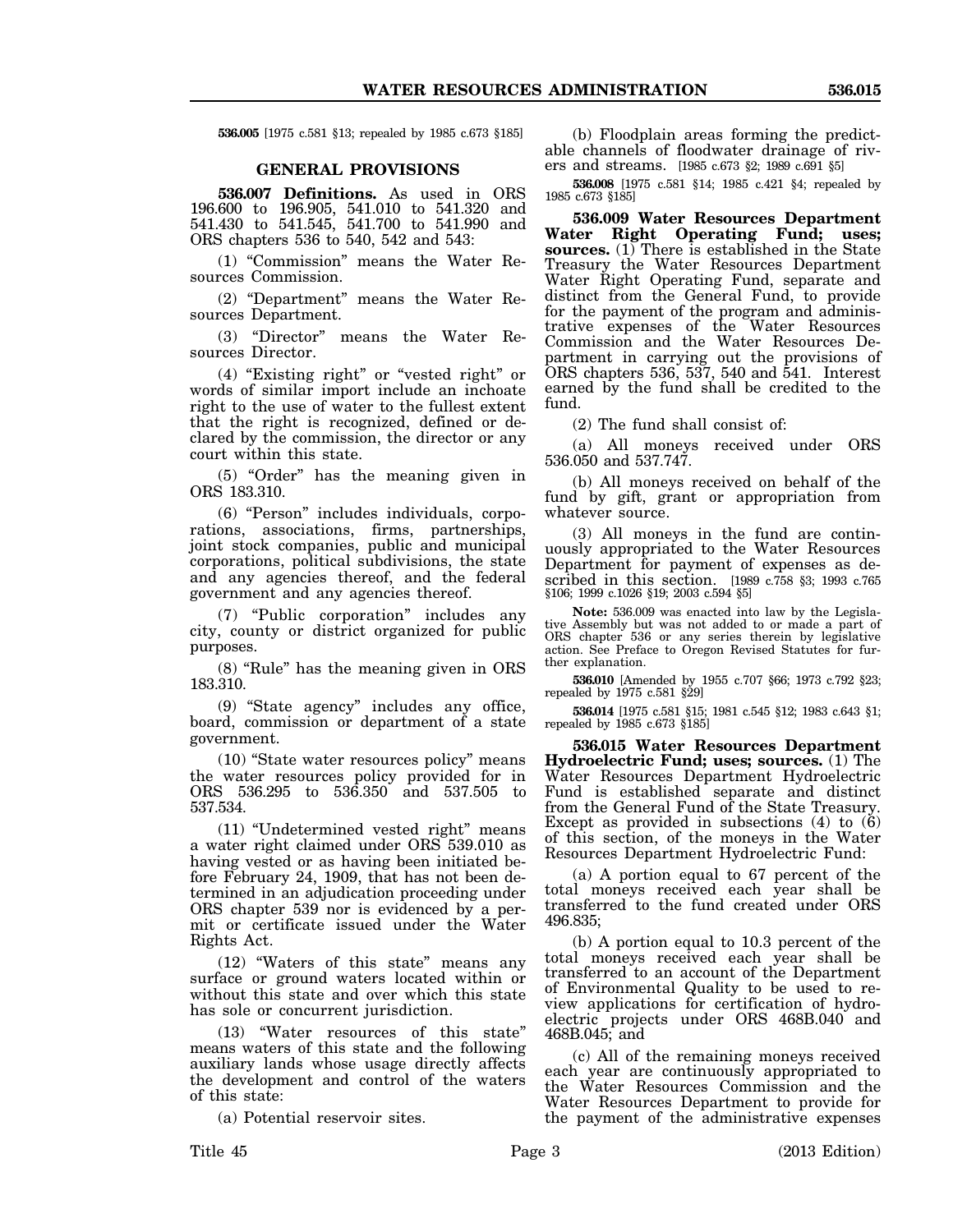**536.005** [1975 c.581 §13; repealed by 1985 c.673 §185]

## GENERAL PROVISIONS

**536.007 Definitions.** As used in ORS 196.600 to 196.905, 541.010 to 541.320 and 541.430 to 541.545, 541.700 to 541.990 and ORS chapters 536 to 540, 542 and 543:

(1) "Commission" means the Water Resources Commission.

(2) "Department" means the Water Resources Department.

(3) "Director" means the Water Resources Director.

(4) "Existing right" or "vested right" or words of similar import include an inchoate right to the use of water to the fullest extent that the right is recognized, defined or declared by the commission, the director or any court within this state.

(5) "Order" has the meaning given in ORS 183.310.

(6) "Person" includes individuals, corporations, associations, firms, partnerships, joint stock companies, public and municipal corporations, political subdivisions, the state and any agencies thereof, and the federal government and any agencies thereof.

(7) "Public corporation" includes any city, county or district organized for public purposes.

(8) "Rule" has the meaning given in ORS 183.310.

(9) "State agency" includes any office, board, commission or department of a state government.

(10) "State water resources policy" means the water resources policy provided for in ORS 536.295 to 536.350 and 537.505 to 537.534.

(11) "Undetermined vested right" means a water right claimed under ORS 539.010 as having vested or as having been initiated before February 24, 1909, that has not been determined in an adjudication proceeding under ORS chapter 539 nor is evidenced by a permit or certificate issued under the Water Rights Act.

(12) "Waters of this state" means any surface or ground waters located within or without this state and over which this state has sole or concurrent jurisdiction.

(13) "Water resources of this state" means waters of this state and the following auxiliary lands whose usage directly affects the development and control of the waters of this state:

(a) Potential reservoir sites.

(b) Floodplain areas forming the predictable channels of floodwater drainage of rivers and streams. [1985 c.673 §2; 1989 c.691 §5]

**536.008** [1975 c.581 §14; 1985 c.421 §4; repealed by 1985 c.673 §185]

**536.009 Water Resources Department Water Right Operating Fund; uses; sources.** (1) There is established in the State Treasury the Water Resources Department Water Right Operating Fund, separate and distinct from the General Fund, to provide for the payment of the program and administrative expenses of the Water Resources Commission and the Water Resources Department in carrying out the provisions of ORS chapters 536, 537, 540 and 541. Interest earned by the fund shall be credited to the fund.

(2) The fund shall consist of:

(a) All moneys received under ORS 536.050 and 537.747.

(b) All moneys received on behalf of the fund by gift, grant or appropriation from whatever source.

(3) All moneys in the fund are continuously appropriated to the Water Resources Department for payment of expenses as described in this section. [1989 c.758 §3; 1993 c.765 §106; 1999 c.1026 §19; 2003 c.594 §5]

**Note:** 536.009 was enacted into law by the Legislative Assembly but was not added to or made a part of ORS chapter 536 or any series therein by legislative action. See Preface to Oregon Revised Statutes for further explanation.

**536.010** [Amended by 1955 c.707 §66; 1973 c.792 §23; repealed by 1975 c.581 §29]

**536.014** [1975 c.581 §15; 1981 c.545 §12; 1983 c.643 §1; repealed by 1985 c.673 §185]

**536.015 Water Resources Department Hydroelectric Fund; uses; sources.** (1) The Water Resources Department Hydroelectric Fund is established separate and distinct from the General Fund of the State Treasury. Except as provided in subsections (4) to (6) of this section, of the moneys in the Water Resources Department Hydroelectric Fund:

(a) A portion equal to 67 percent of the total moneys received each year shall be transferred to the fund created under ORS 496.835;

(b) A portion equal to 10.3 percent of the total moneys received each year shall be transferred to an account of the Department of Environmental Quality to be used to review applications for certification of hydroelectric projects under ORS 468B.040 and 468B.045; and

(c) All of the remaining moneys received each year are continuously appropriated to the Water Resources Commission and the Water Resources Department to provide for the payment of the administrative expenses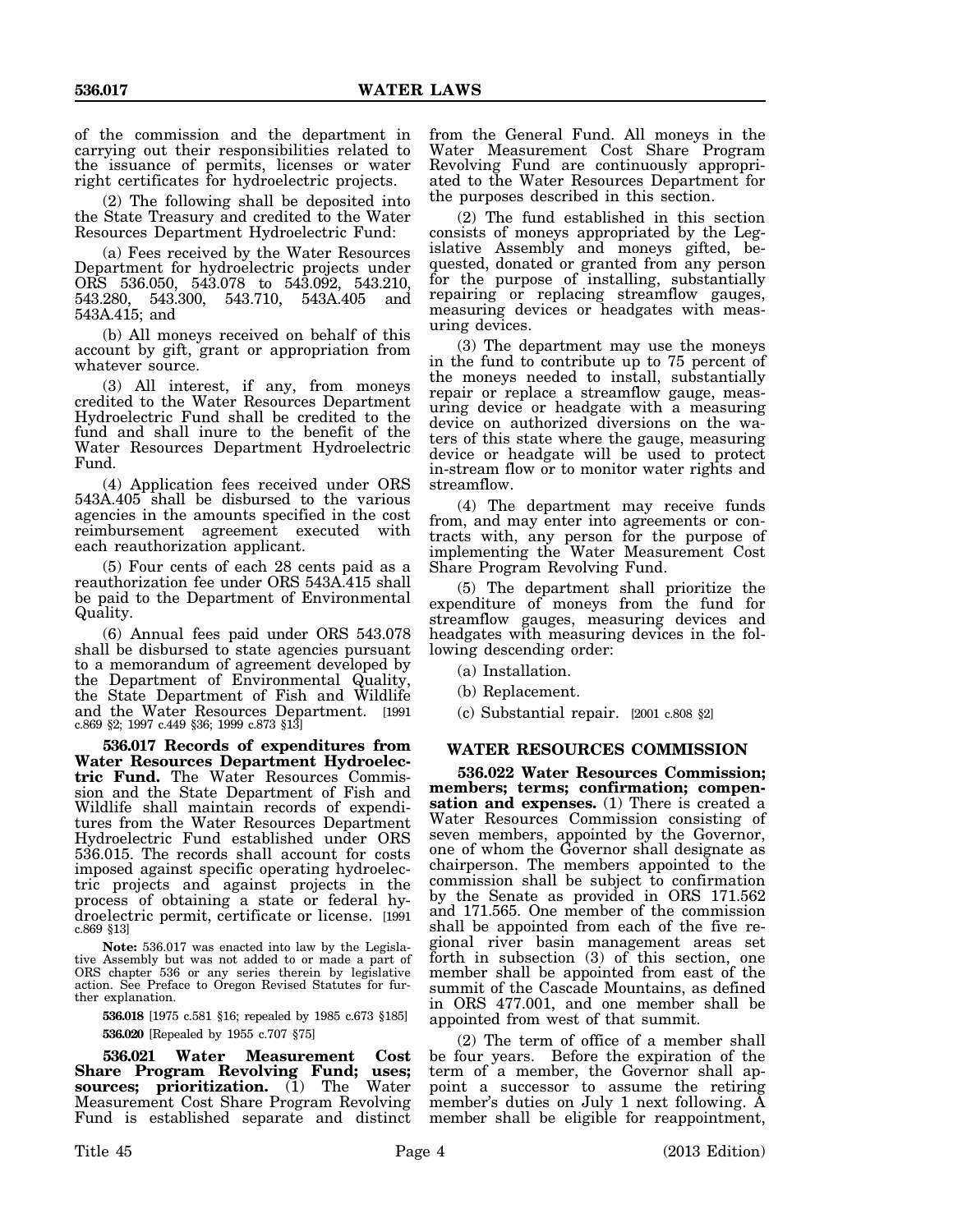of the commission and the department in carrying out their responsibilities related to the issuance of permits, licenses or water right certificates for hydroelectric projects.

(2) The following shall be deposited into the State Treasury and credited to the Water Resources Department Hydroelectric Fund:

(a) Fees received by the Water Resources Department for hydroelectric projects under ORS 536.050, 543.078 to 543.092, 543.210, 543.280, 543.300, 543.710, 543A.405 and 543A.415; and

(b) All moneys received on behalf of this account by gift, grant or appropriation from whatever source.

(3) All interest, if any, from moneys credited to the Water Resources Department Hydroelectric Fund shall be credited to the fund and shall inure to the benefit of the Water Resources Department Hydroelectric Fund.

(4) Application fees received under ORS 543A.405 shall be disbursed to the various agencies in the amounts specified in the cost reimbursement agreement executed with each reauthorization applicant.

(5) Four cents of each 28 cents paid as a reauthorization fee under ORS 543A.415 shall be paid to the Department of Environmental Quality.

(6) Annual fees paid under ORS 543.078 shall be disbursed to state agencies pursuant to a memorandum of agreement developed by the Department of Environmental Quality, the State Department of Fish and Wildlife and the Water Resources Department. [1991 c.869 §2; 1997 c.449 §36; 1999 c.873 §13]

**536.017 Records of expenditures from Water Resources Department Hydroelectric Fund.** The Water Resources Commission and the State Department of Fish and Wildlife shall maintain records of expenditures from the Water Resources Department Hydroelectric Fund established under ORS 536.015. The records shall account for costs imposed against specific operating hydroelectric projects and against projects in the process of obtaining a state or federal hydroelectric permit, certificate or license. [1991 c.869 §13]

**Note:** 536.017 was enacted into law by the Legislative Assembly but was not added to or made a part of ORS chapter 536 or any series therein by legislative action. See Preface to Oregon Revised Statutes for further explanation.

**536.018** [1975 c.581 §16; repealed by 1985 c.673 §185]

**536.020** [Repealed by 1955 c.707 §75]

**536.021 Water Measurement Cost Share Program Revolving Fund; uses; sources; prioritization.** (1) The Water Measurement Cost Share Program Revolving Fund is established separate and distinct from the General Fund. All moneys in the Water Measurement Cost Share Program Revolving Fund are continuously appropriated to the Water Resources Department for the purposes described in this section.

(2) The fund established in this section consists of moneys appropriated by the Legislative Assembly and moneys gifted, bequested, donated or granted from any person for the purpose of installing, substantially repairing or replacing streamflow gauges, measuring devices or headgates with measuring devices.

(3) The department may use the moneys in the fund to contribute up to 75 percent of the moneys needed to install, substantially repair or replace a streamflow gauge, measuring device or headgate with a measuring device on authorized diversions on the waters of this state where the gauge, measuring device or headgate will be used to protect in-stream flow or to monitor water rights and streamflow.

(4) The department may receive funds from, and may enter into agreements or contracts with, any person for the purpose of implementing the Water Measurement Cost Share Program Revolving Fund.

(5) The department shall prioritize the expenditure of moneys from the fund for streamflow gauges, measuring devices and headgates with measuring devices in the following descending order:

(a) Installation.

(b) Replacement.

(c) Substantial repair. [2001 c.808 §2]

## WATER RESOURCES COMMISSION

**536.022 Water Resources Commission; members; terms; confirmation; compensation and expenses.** (1) There is created a Water Resources Commission consisting of seven members, appointed by the Governor, one of whom the Governor shall designate as chairperson. The members appointed to the commission shall be subject to confirmation by the Senate as provided in ORS 171.562 and 171.565. One member of the commission shall be appointed from each of the five regional river basin management areas set forth in subsection (3) of this section, one member shall be appointed from east of the summit of the Cascade Mountains, as defined in ORS 477.001, and one member shall be appointed from west of that summit.

(2) The term of office of a member shall be four years. Before the expiration of the term of a member, the Governor shall appoint a successor to assume the retiring member's duties on July 1 next following. A member shall be eligible for reappointment,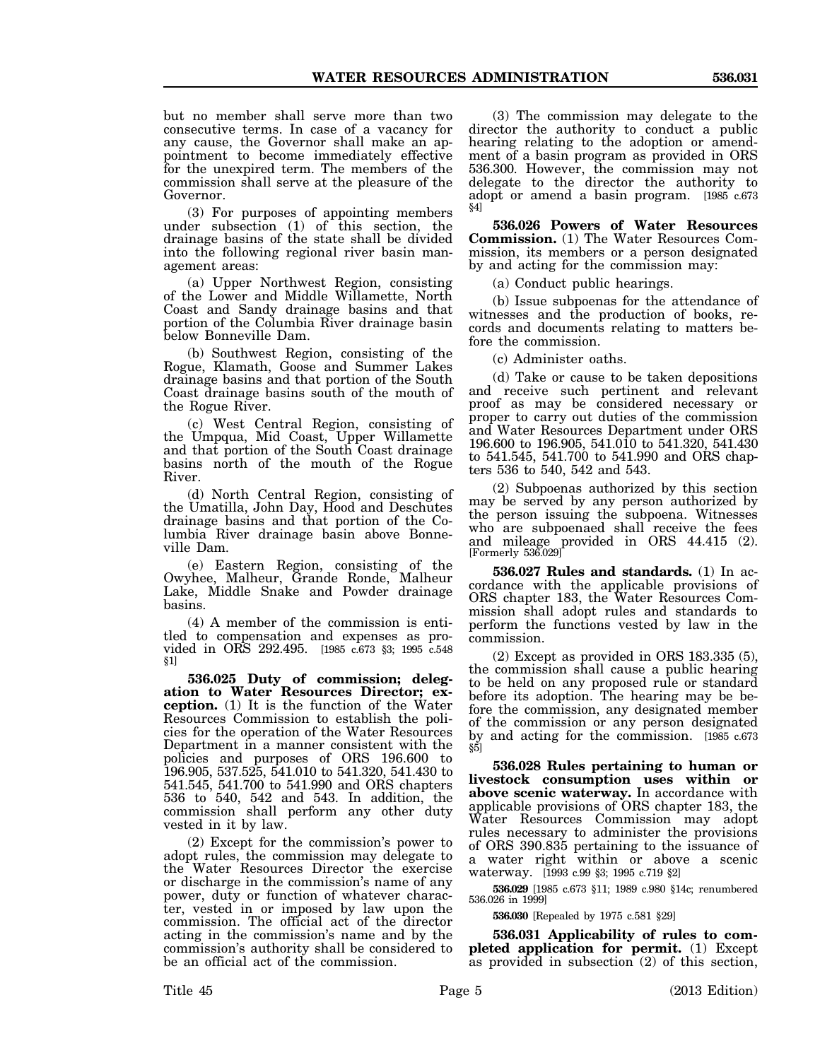but no member shall serve more than two consecutive terms. In case of a vacancy for any cause, the Governor shall make an appointment to become immediately effective for the unexpired term. The members of the commission shall serve at the pleasure of the Governor.

(3) For purposes of appointing members under subsection (1) of this section, the drainage basins of the state shall be divided into the following regional river basin management areas:

(a) Upper Northwest Region, consisting of the Lower and Middle Willamette, North Coast and Sandy drainage basins and that portion of the Columbia River drainage basin below Bonneville Dam.

(b) Southwest Region, consisting of the Rogue, Klamath, Goose and Summer Lakes drainage basins and that portion of the South Coast drainage basins south of the mouth of the Rogue River.

(c) West Central Region, consisting of the Umpqua, Mid Coast, Upper Willamette and that portion of the South Coast drainage basins north of the mouth of the Rogue River.

(d) North Central Region, consisting of the Umatilla, John Day, Hood and Deschutes drainage basins and that portion of the Columbia River drainage basin above Bonneville Dam.

(e) Eastern Region, consisting of the Owyhee, Malheur, Grande Ronde, Malheur Lake, Middle Snake and Powder drainage basins.

(4) A member of the commission is entitled to compensation and expenses as provided in ORS 292.495. [1985 c.673 §3; 1995 c.548 §1]

**536.025 Duty of commission; delegation to Water Resources Director; exception.** (1) It is the function of the Water Resources Commission to establish the policies for the operation of the Water Resources Department in a manner consistent with the policies and purposes of ORS 196.600 to 196.905, 537.525, 541.010 to 541.320, 541.430 to 541.545, 541.700 to 541.990 and ORS chapters 536 to 540, 542 and 543. In addition, the commission shall perform any other duty vested in it by law.

(2) Except for the commission's power to adopt rules, the commission may delegate to the Water Resources Director the exercise or discharge in the commission's name of any power, duty or function of whatever character, vested in or imposed by law upon the commission. The official act of the director acting in the commission's name and by the commission's authority shall be considered to be an official act of the commission.

(3) The commission may delegate to the director the authority to conduct a public hearing relating to the adoption or amendment of a basin program as provided in ORS 536.300. However, the commission may not delegate to the director the authority to adopt or amend a basin program. [1985 c.673 §4]

**536.026 Powers of Water Resources Commission.** (1) The Water Resources Commission, its members or a person designated by and acting for the commission may:

(a) Conduct public hearings.

(b) Issue subpoenas for the attendance of witnesses and the production of books, records and documents relating to matters before the commission.

(c) Administer oaths.

(d) Take or cause to be taken depositions and receive such pertinent and relevant proof as may be considered necessary or proper to carry out duties of the commission and Water Resources Department under ORS 196.600 to 196.905, 541.010 to 541.320, 541.430 to 541.545, 541.700 to 541.990 and ORS chapters 536 to 540, 542 and 543.

(2) Subpoenas authorized by this section may be served by any person authorized by the person issuing the subpoena. Witnesses who are subpoenaed shall receive the fees and mileage provided in ORS 44.415 (2). [Formerly 536.029]

**536.027 Rules and standards.** (1) In accordance with the applicable provisions of ORS chapter 183, the Water Resources Commission shall adopt rules and standards to perform the functions vested by law in the commission.

(2) Except as provided in ORS 183.335 (5), the commission shall cause a public hearing to be held on any proposed rule or standard before its adoption. The hearing may be before the commission, any designated member of the commission or any person designated by and acting for the commission. [1985 c.673 §5]

**536.028 Rules pertaining to human or livestock consumption uses within or above scenic waterway.** In accordance with applicable provisions of ORS chapter 183, the Water Resources Commission may adopt rules necessary to administer the provisions of ORS 390.835 pertaining to the issuance of a water right within or above a scenic waterway. [1993 c.99 §3; 1995 c.719 §2]

**536.029** [1985 c.673 §11; 1989 c.980 §14c; renumbered 536.026 in 1999]

**536.030** [Repealed by 1975 c.581 §29]

**536.031 Applicability of rules to completed application for permit.** (1) Except as provided in subsection (2) of this section,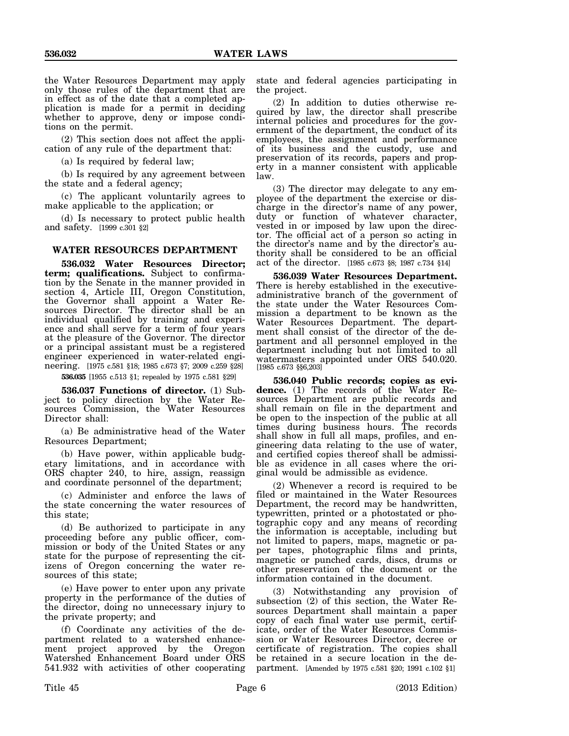the Water Resources Department may apply only those rules of the department that are in effect as of the date that a completed application is made for a permit in deciding whether to approve, deny or impose conditions on the permit.

(2) This section does not affect the application of any rule of the department that:

(a) Is required by federal law;

(b) Is required by any agreement between the state and a federal agency;

(c) The applicant voluntarily agrees to make applicable to the application; or

(d) Is necessary to protect public health and safety. [1999 c.301 §2]

## WATER RESOURCES DEPARTMENT

**536.032 Water Resources Director; term; qualifications.** Subject to confirmation by the Senate in the manner provided in section 4, Article III, Oregon Constitution, the Governor shall appoint a Water Resources Director. The director shall be an individual qualified by training and experience and shall serve for a term of four years at the pleasure of the Governor. The director or a principal assistant must be a registered engineer experienced in water-related engineering. [1975 c.581 §18; 1985 c.673 §7; 2009 c.259 §28]

**536.035** [1955 c.513 §1; repealed by 1975 c.581 §29]

**536.037 Functions of director.** (1) Subject to policy direction by the Water Resources Commission, the Water Resources Director shall:

(a) Be administrative head of the Water Resources Department;

(b) Have power, within applicable budgetary limitations, and in accordance with ORS chapter 240, to hire, assign, reassign and coordinate personnel of the department;

(c) Administer and enforce the laws of the state concerning the water resources of this state;

(d) Be authorized to participate in any proceeding before any public officer, commission or body of the United States or any state for the purpose of representing the citizens of Oregon concerning the water resources of this state;

(e) Have power to enter upon any private property in the performance of the duties of the director, doing no unnecessary injury to the private property; and

(f) Coordinate any activities of the department related to a watershed enhancement project approved by the Oregon Watershed Enhancement Board under ORS 541.932 with activities of other cooperating state and federal agencies participating in the project.

(2) In addition to duties otherwise required by law, the director shall prescribe internal policies and procedures for the government of the department, the conduct of its employees, the assignment and performance of its business and the custody, use and preservation of its records, papers and property in a manner consistent with applicable law.

(3) The director may delegate to any employee of the department the exercise or discharge in the director's name of any power, duty or function of whatever character, vested in or imposed by law upon the director. The official act of a person so acting in the director's name and by the director's authority shall be considered to be an official act of the director. [1985 c.673 §8; 1987 c.734 §14]

**536.039 Water Resources Department.** There is hereby established in the executive-administrative branch of the government of the state under the Water Resources Commission a department to be known as the Water Resources Department. The department shall consist of the director of the department and all personnel employed in the department including but not limited to all watermasters appointed under ORS 540.020. [1985 c.673 §§6,203]

**536.040 Public records; copies as evidence.** (1) The records of the Water Resources Department are public records and shall remain on file in the department and be open to the inspection of the public at all times during business hours. The records shall show in full all maps, profiles, and engineering data relating to the use of water, and certified copies thereof shall be admissible as evidence in all cases where the original would be admissible as evidence.

(2) Whenever a record is required to be filed or maintained in the Water Resources Department, the record may be handwritten, typewritten, printed or a photostated or photographic copy and any means of recording the information is acceptable, including but not limited to papers, maps, magnetic or paper tapes, photographic films and prints, magnetic or punched cards, discs, drums or other preservation of the document or the information contained in the document.

(3) Notwithstanding any provision of subsection (2) of this section, the Water Resources Department shall maintain a paper copy of each final water use permit, certificate, order of the Water Resources Commission or Water Resources Director, decree or certificate of registration. The copies shall be retained in a secure location in the department. [Amended by 1975 c.581 §20; 1991 c.102 §1]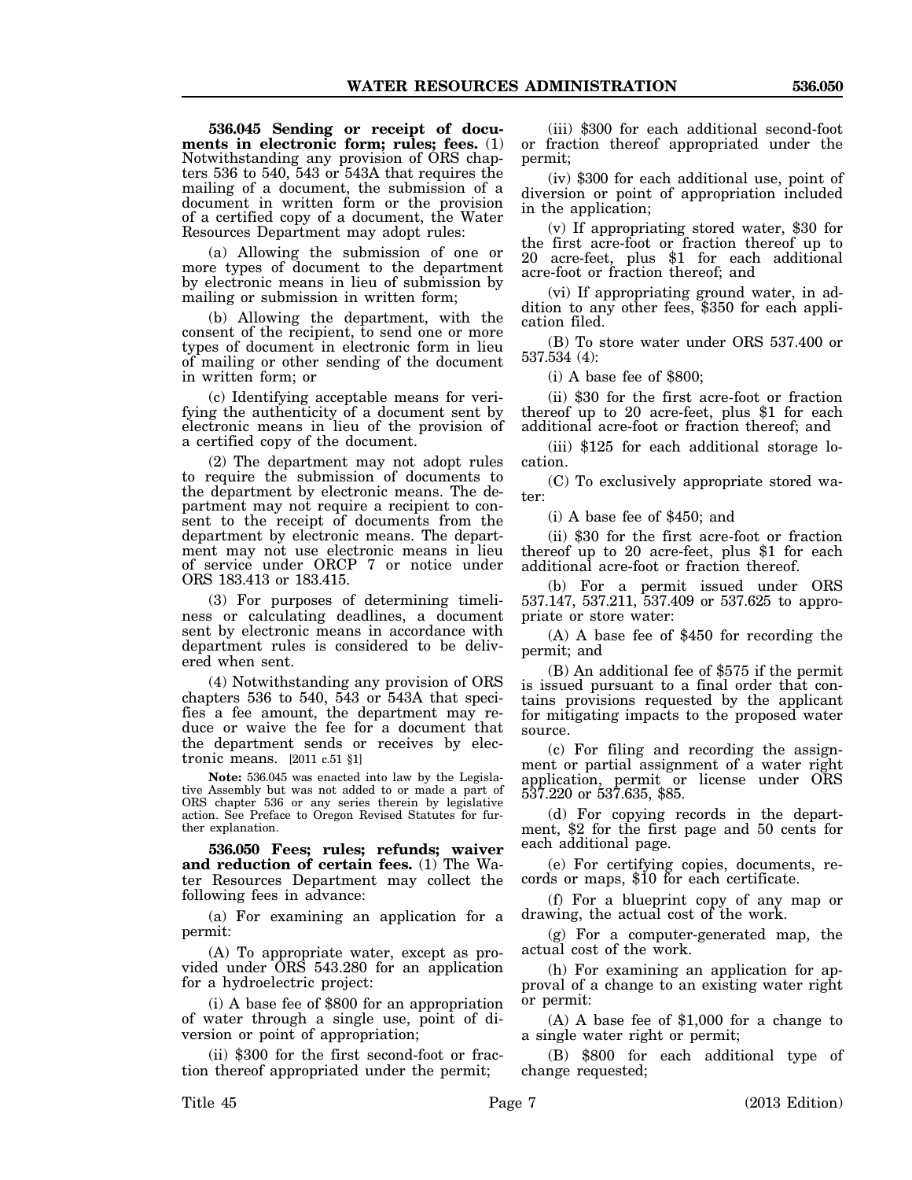**536.045 Sending or receipt of documents in electronic form; rules; fees.** (1) Notwithstanding any provision of ORS chapters 536 to 540, 543 or 543A that requires the mailing of a document, the submission of a document in written form or the provision of a certified copy of a document, the Water Resources Department may adopt rules:

(a) Allowing the submission of one or more types of document to the department by electronic means in lieu of submission by mailing or submission in written form;

(b) Allowing the department, with the consent of the recipient, to send one or more types of document in electronic form in lieu of mailing or other sending of the document in written form; or

(c) Identifying acceptable means for verifying the authenticity of a document sent by electronic means in lieu of the provision of a certified copy of the document.

(2) The department may not adopt rules to require the submission of documents to the department by electronic means. The department may not require a recipient to consent to the receipt of documents from the department by electronic means. The department may not use electronic means in lieu of service under ORCP 7 or notice under ORS 183.413 or 183.415.

(3) For purposes of determining timeliness or calculating deadlines, a document sent by electronic means in accordance with department rules is considered to be delivered when sent.

(4) Notwithstanding any provision of ORS chapters 536 to 540, 543 or 543A that specifies a fee amount, the department may reduce or waive the fee for a document that the department sends or receives by electronic means. [2011 c.51 §1]

**Note:** 536.045 was enacted into law by the Legislative Assembly but was not added to or made a part of ORS chapter 536 or any series therein by legislative action. See Preface to Oregon Revised Statutes for further explanation.

**536.050 Fees; rules; refunds; waiver and reduction of certain fees.** (1) The Water Resources Department may collect the following fees in advance:

(a) For examining an application for a permit:

(A) To appropriate water, except as provided under ORS 543.280 for an application for a hydroelectric project:

(i) A base fee of $800 for an appropriation of water through a single use, point of diversion or point of appropriation;

(ii) $300 for the first second-foot or fraction thereof appropriated under the permit;

(iii) $300 for each additional second-foot or fraction thereof appropriated under the permit;

(iv) $300 for each additional use, point of diversion or point of appropriation included in the application;

(v) If appropriating stored water, $30 for the first acre-foot or fraction thereof up to 20 acre-feet, plus $1 for each additional acre-foot or fraction thereof; and

(vi) If appropriating ground water, in addition to any other fees, $350 for each application filed.

(B) To store water under ORS 537.400 or 537.534 (4):

(i) A base fee of $800;

(ii) $30 for the first acre-foot or fraction thereof up to 20 acre-feet, plus $1 for each additional acre-foot or fraction thereof; and

(iii) $125 for each additional storage location.

(C) To exclusively appropriate stored water:

(i) A base fee of $450; and

(ii) $30 for the first acre-foot or fraction thereof up to 20 acre-feet, plus $1 for each additional acre-foot or fraction thereof.

(b) For a permit issued under ORS 537.147, 537.211, 537.409 or 537.625 to appropriate or store water:

(A) A base fee of $450 for recording the permit; and

(B) An additional fee of $575 if the permit is issued pursuant to a final order that contains provisions requested by the applicant for mitigating impacts to the proposed water source.

(c) For filing and recording the assignment or partial assignment of a water right application, permit or license under ORS 537.220 or 537.635, $85.

(d) For copying records in the department, $2 for the first page and 50 cents for each additional page.

(e) For certifying copies, documents, records or maps, $10 for each certificate.

(f) For a blueprint copy of any map or drawing, the actual cost of the work.

(g) For a computer-generated map, the actual cost of the work.

(h) For examining an application for approval of a change to an existing water right or permit:

(A) A base fee of $1,000 for a change to a single water right or permit;

(B) $800 for each additional type of change requested;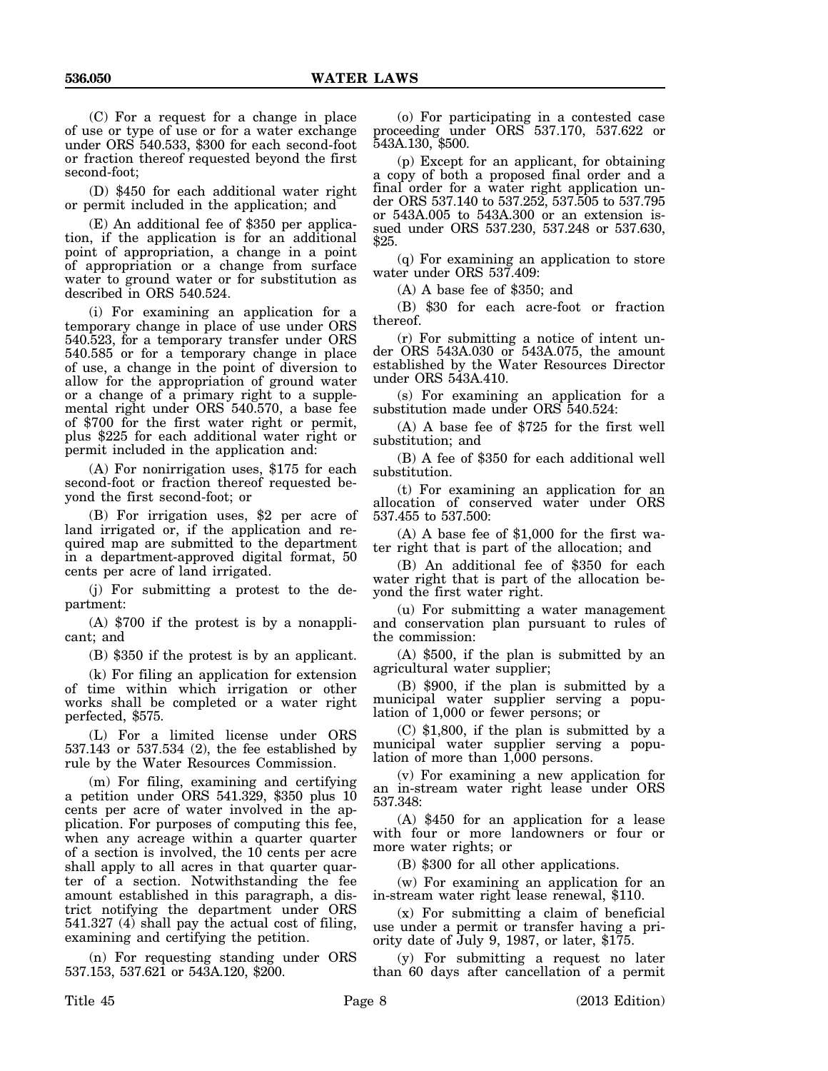(C) For a request for a change in place of use or type of use or for a water exchange under ORS 540.533, $300 for each second-foot or fraction thereof requested beyond the first second-foot;

(D) $450 for each additional water right or permit included in the application; and

(E) An additional fee of $350 per application, if the application is for an additional point of appropriation, a change in a point of appropriation or a change from surface water to ground water or for substitution as described in ORS 540.524.

(i) For examining an application for a temporary change in place of use under ORS 540.523, for a temporary transfer under ORS 540.585 or for a temporary change in place of use, a change in the point of diversion to allow for the appropriation of ground water or a change of a primary right to a supplemental right under ORS 540.570, a base fee of $700 for the first water right or permit, plus $225 for each additional water right or permit included in the application and:

(A) For nonirrigation uses, $175 for each second-foot or fraction thereof requested beyond the first second-foot; or

(B) For irrigation uses, $2 per acre of land irrigated or, if the application and required map are submitted to the department in a department-approved digital format, 50 cents per acre of land irrigated.

(j) For submitting a protest to the department:

(A) $700 if the protest is by a nonapplicant; and

(B) $350 if the protest is by an applicant.

(k) For filing an application for extension of time within which irrigation or other works shall be completed or a water right perfected, $575.

(L) For a limited license under ORS 537.143 or 537.534 (2), the fee established by rule by the Water Resources Commission.

(m) For filing, examining and certifying a petition under ORS 541.329, $350 plus 10 cents per acre of water involved in the application. For purposes of computing this fee, when any acreage within a quarter quarter of a section is involved, the 10 cents per acre shall apply to all acres in that quarter quarter of a section. Notwithstanding the fee amount established in this paragraph, a district notifying the department under ORS 541.327 (4) shall pay the actual cost of filing, examining and certifying the petition.

(n) For requesting standing under ORS 537.153, 537.621 or 543A.120, $200.

(o) For participating in a contested case proceeding under ORS 537.170, 537.622 or 543A.130, $500.

(p) Except for an applicant, for obtaining a copy of both a proposed final order and a final order for a water right application under ORS 537.140 to 537.252, 537.505 to 537.795 or 543A.005 to 543A.300 or an extension issued under ORS 537.230, 537.248 or 537.630, $25.

(q) For examining an application to store water under ORS 537.409:

(A) A base fee of $350; and

(B) $30 for each acre-foot or fraction thereof.

(r) For submitting a notice of intent under ORS 543A.030 or 543A.075, the amount established by the Water Resources Director under ORS 543A.410.

(s) For examining an application for a substitution made under ORS 540.524:

(A) A base fee of $725 for the first well substitution; and

(B) A fee of $350 for each additional well substitution.

(t) For examining an application for an allocation of conserved water under ORS 537.455 to 537.500:

(A) A base fee of $1,000 for the first water right that is part of the allocation; and

(B) An additional fee of $350 for each water right that is part of the allocation beyond the first water right.

(u) For submitting a water management and conservation plan pursuant to rules of the commission:

(A) $500, if the plan is submitted by an agricultural water supplier;

(B) $900, if the plan is submitted by a municipal water supplier serving a population of 1,000 or fewer persons; or

(C) $1,800, if the plan is submitted by a municipal water supplier serving a population of more than 1,000 persons.

(v) For examining a new application for an in-stream water right lease under ORS 537.348:

(A) $450 for an application for a lease with four or more landowners or four or more water rights; or

(B) $300 for all other applications.

(w) For examining an application for an in-stream water right lease renewal, $110.

(x) For submitting a claim of beneficial use under a permit or transfer having a priority date of July 9, 1987, or later, $175.

(y) For submitting a request no later than 60 days after cancellation of a permit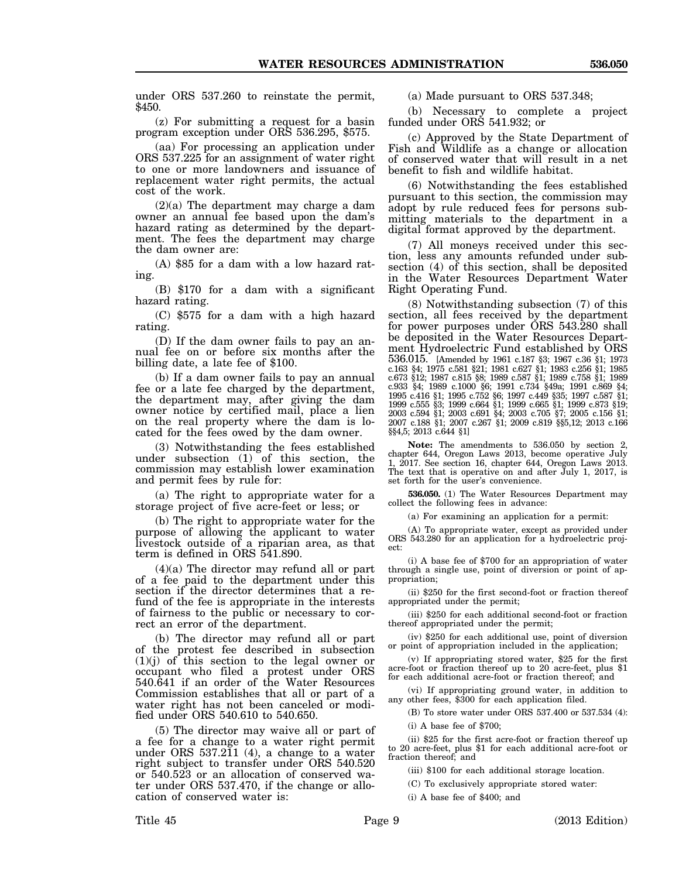under ORS 537.260 to reinstate the permit, $450.

(z) For submitting a request for a basin program exception under ORS 536.295, $575.

(aa) For processing an application under ORS 537.225 for an assignment of water right to one or more landowners and issuance of replacement water right permits, the actual cost of the work.

(2)(a) The department may charge a dam owner an annual fee based upon the dam's hazard rating as determined by the department. The fees the department may charge the dam owner are:

(A) $85 for a dam with a low hazard rating.

(B) $170 for a dam with a significant hazard rating.

(C) $575 for a dam with a high hazard rating.

(D) If the dam owner fails to pay an annual fee on or before six months after the billing date, a late fee of $100.

(b) If a dam owner fails to pay an annual fee or a late fee charged by the department, the department may, after giving the dam owner notice by certified mail, place a lien on the real property where the dam is located for the fees owed by the dam owner.

(3) Notwithstanding the fees established under subsection (1) of this section, the commission may establish lower examination and permit fees by rule for:

(a) The right to appropriate water for a storage project of five acre-feet or less; or

(b) The right to appropriate water for the purpose of allowing the applicant to water livestock outside of a riparian area, as that term is defined in ORS 541.890.

(4)(a) The director may refund all or part of a fee paid to the department under this section if the director determines that a refund of the fee is appropriate in the interests of fairness to the public or necessary to correct an error of the department.

(b) The director may refund all or part of the protest fee described in subsection (1)(j) of this section to the legal owner or occupant who filed a protest under ORS 540.641 if an order of the Water Resources Commission establishes that all or part of a water right has not been canceled or modified under ORS 540.610 to 540.650.

(5) The director may waive all or part of a fee for a change to a water right permit under ORS 537.211 (4), a change to a water right subject to transfer under ORS 540.520 or 540.523 or an allocation of conserved water under ORS 537.470, if the change or allocation of conserved water is:

(a) Made pursuant to ORS 537.348;

(b) Necessary to complete a project funded under ORS 541.932; or

(c) Approved by the State Department of Fish and Wildlife as a change or allocation of conserved water that will result in a net benefit to fish and wildlife habitat.

(6) Notwithstanding the fees established pursuant to this section, the commission may adopt by rule reduced fees for persons submitting materials to the department in a digital format approved by the department.

(7) All moneys received under this section, less any amounts refunded under subsection (4) of this section, shall be deposited in the Water Resources Department Water Right Operating Fund.

(8) Notwithstanding subsection (7) of this section, all fees received by the department for power purposes under ORS 543.280 shall be deposited in the Water Resources Department Hydroelectric Fund established by ORS 536.015. [Amended by 1961 c.187 §3; 1967 c.36 §1; 1973 c.163 §4; 1975 c.581 §21; 1981 c.627 §1; 1983 c.256 §1; 1985 c.673 §12; 1987 c.815 §8; 1989 c.587 §1; 1989 c.758 §1; 1989 c.933 §4; 1989 c.1000 §6; 1991 c.734 §49a; 1991 c.869 §4; 1995 c.416 §1; 1995 c.752 §6; 1997 c.449 §35; 1997 c.587 §1; 1999 c.555 §3; 1999 c.664 §1; 1999 c.665 §1; 1999 c.873 §19; 2003 c.594 §1; 2003 c.691 §4; 2003 c.705 §7; 2005 c.156 §1; 2007 c.188 §1; 2007 c.267 §1; 2009 c.819 §§5,12; 2013 c.166 §§4,5; 2013 c.644 §1]

**Note:** The amendments to 536.050 by section 2, chapter 644, Oregon Laws 2013, become operative July 1, 2017. See section 16, chapter 644, Oregon Laws 2013. The text that is operative on and after July 1, 2017, is set forth for the user's convenience.

**536.050.** (1) The Water Resources Department may collect the following fees in advance:

(a) For examining an application for a permit:

(A) To appropriate water, except as provided under ORS 543.280 for an application for a hydroelectric project:

(i) A base fee of $700 for an appropriation of water through a single use, point of diversion or point of appropriation;

(ii) $250 for the first second-foot or fraction thereof appropriated under the permit;

(iii) $250 for each additional second-foot or fraction thereof appropriated under the permit;

(iv) $250 for each additional use, point of diversion or point of appropriation included in the application;

(v) If appropriating stored water, $25 for the first acre-foot or fraction thereof up to 20 acre-feet, plus $1 for each additional acre-foot or fraction thereof; and

(vi) If appropriating ground water, in addition to any other fees, $300 for each application filed.

(B) To store water under ORS 537.400 or 537.534 (4):

(i) A base fee of $700;

(ii) $25 for the first acre-foot or fraction thereof up to 20 acre-feet, plus $1 for each additional acre-foot or fraction thereof; and

(iii) $100 for each additional storage location.

(C) To exclusively appropriate stored water:

(i) A base fee of $400; and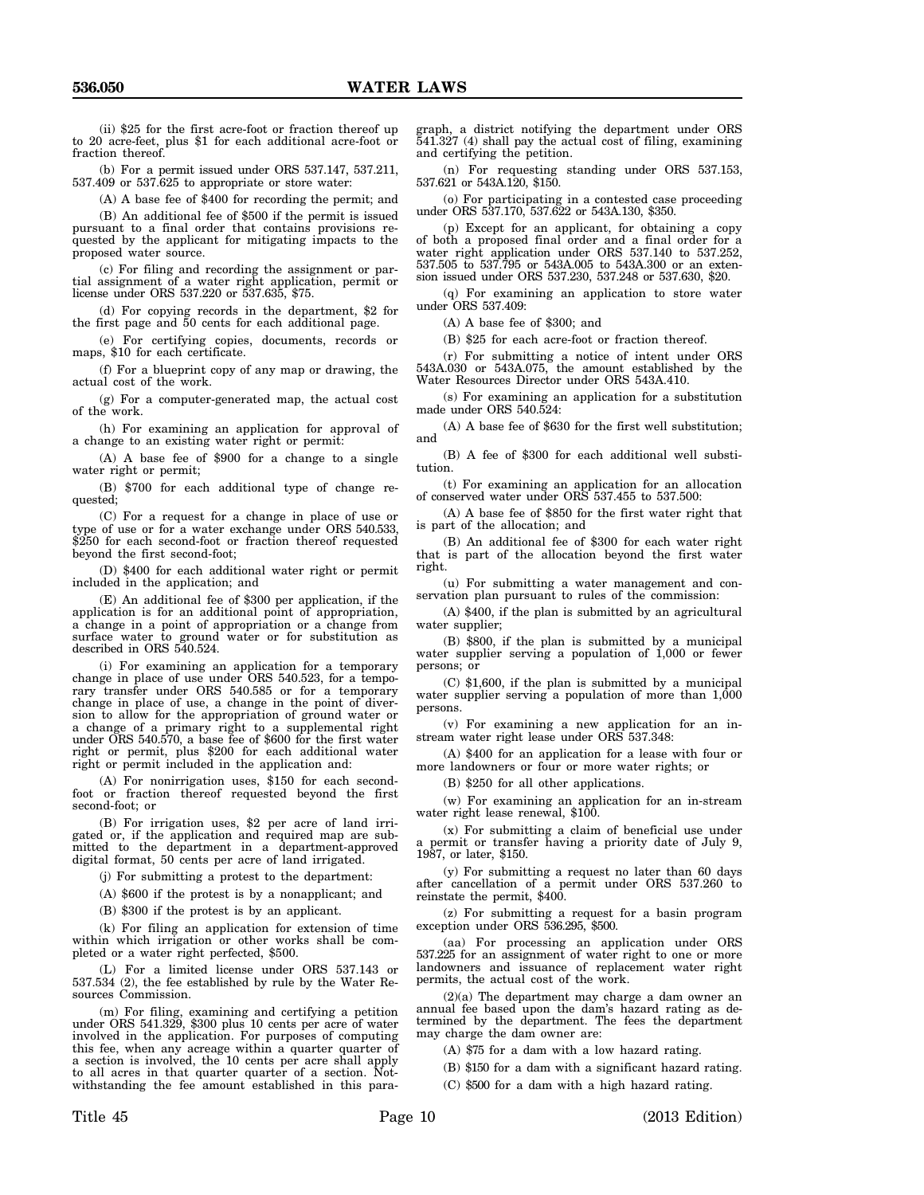(ii) $25 for the first acre-foot or fraction thereof up to 20 acre-feet, plus $1 for each additional acre-foot or fraction thereof.

(b) For a permit issued under ORS 537.147, 537.211, 537.409 or 537.625 to appropriate or store water:

(A) A base fee of $400 for recording the permit; and

(B) An additional fee of $500 if the permit is issued pursuant to a final order that contains provisions requested by the applicant for mitigating impacts to the proposed water source.

(c) For filing and recording the assignment or partial assignment of a water right application, permit or license under ORS 537.220 or 537.635, $75.

(d) For copying records in the department, $2 for the first page and 50 cents for each additional page.

(e) For certifying copies, documents, records or maps, $10 for each certificate.

(f) For a blueprint copy of any map or drawing, the actual cost of the work.

(g) For a computer-generated map, the actual cost of the work.

(h) For examining an application for approval of a change to an existing water right or permit:

(A) A base fee of $900 for a change to a single water right or permit;

(B) $700 for each additional type of change requested;

(C) For a request for a change in place of use or type of use or for a water exchange under ORS 540.533, $250 for each second-foot or fraction thereof requested beyond the first second-foot;

(D) $400 for each additional water right or permit included in the application; and

(E) An additional fee of $300 per application, if the application is for an additional point of appropriation, a change in a point of appropriation or a change from surface water to ground water or for substitution as described in ORS 540.524.

(i) For examining an application for a temporary change in place of use under ORS 540.523, for a temporary transfer under ORS 540.585 or for a temporary change in place of use, a change in the point of diversion to allow for the appropriation of ground water or a change of a primary right to a supplemental right under ORS 540.570, a base fee of $600 for the first water right or permit, plus $200 for each additional water right or permit included in the application and:

(A) For nonirrigation uses, $150 for each second-foot or fraction thereof requested beyond the first second-foot; or

(B) For irrigation uses, $2 per acre of land irrigated or, if the application and required map are submitted to the department in a department-approved digital format, 50 cents per acre of land irrigated.

(j) For submitting a protest to the department:

(A) $600 if the protest is by a nonapplicant; and

(B) $300 if the protest is by an applicant.

(k) For filing an application for extension of time within which irrigation or other works shall be completed or a water right perfected, $500.

(L) For a limited license under ORS 537.143 or 537.534 (2), the fee established by rule by the Water Resources Commission.

(m) For filing, examining and certifying a petition under ORS 541.329, $300 plus 10 cents per acre of water involved in the application. For purposes of computing this fee, when any acreage within a quarter quarter of a section is involved, the 10 cents per acre shall apply to all acres in that quarter quarter of a section. Notwithstanding the fee amount established in this paragraph, a district notifying the department under ORS 541.327 (4) shall pay the actual cost of filing, examining and certifying the petition.

(n) For requesting standing under ORS 537.153, 537.621 or 543A.120, $150.

(o) For participating in a contested case proceeding under ORS 537.170, 537.622 or 543A.130, $350.

(p) Except for an applicant, for obtaining a copy of both a proposed final order and a final order for a water right application under ORS 537.140 to 537.252, 537.505 to 537.795 or 543A.005 to 543A.300 or an extension issued under ORS 537.230, 537.248 or 537.630, $20.

(q) For examining an application to store water under ORS 537.409:

(A) A base fee of $300; and

(B) $25 for each acre-foot or fraction thereof.

(r) For submitting a notice of intent under ORS 543A.030 or 543A.075, the amount established by the Water Resources Director under ORS 543A.410.

(s) For examining an application for a substitution made under ORS 540.524:

(A) A base fee of $630 for the first well substitution; and

(B) A fee of $300 for each additional well substitution.

(t) For examining an application for an allocation of conserved water under ORS 537.455 to 537.500:

(A) A base fee of $850 for the first water right that is part of the allocation; and

(B) An additional fee of $300 for each water right that is part of the allocation beyond the first water right.

(u) For submitting a water management and conservation plan pursuant to rules of the commission:

(A) $400, if the plan is submitted by an agricultural water supplier;

(B) $800, if the plan is submitted by a municipal water supplier serving a population of 1,000 or fewer persons; or

(C) $1,600, if the plan is submitted by a municipal water supplier serving a population of more than 1,000 persons.

(v) For examining a new application for an in-stream water right lease under ORS 537.348:

(A) $400 for an application for a lease with four or more landowners or four or more water rights; or

(B) $250 for all other applications.

(w) For examining an application for an in-stream water right lease renewal, $100.

(x) For submitting a claim of beneficial use under a permit or transfer having a priority date of July 9, 1987, or later, $150.

(y) For submitting a request no later than 60 days after cancellation of a permit under ORS 537.260 to reinstate the permit, $400.

(z) For submitting a request for a basin program exception under ORS 536.295, $500.

(aa) For processing an application under ORS 537.225 for an assignment of water right to one or more landowners and issuance of replacement water right permits, the actual cost of the work.

(2)(a) The department may charge a dam owner an annual fee based upon the dam's hazard rating as determined by the department. The fees the department may charge the dam owner are:

(A) $75 for a dam with a low hazard rating.

(B) $150 for a dam with a significant hazard rating.

(C) $500 for a dam with a high hazard rating.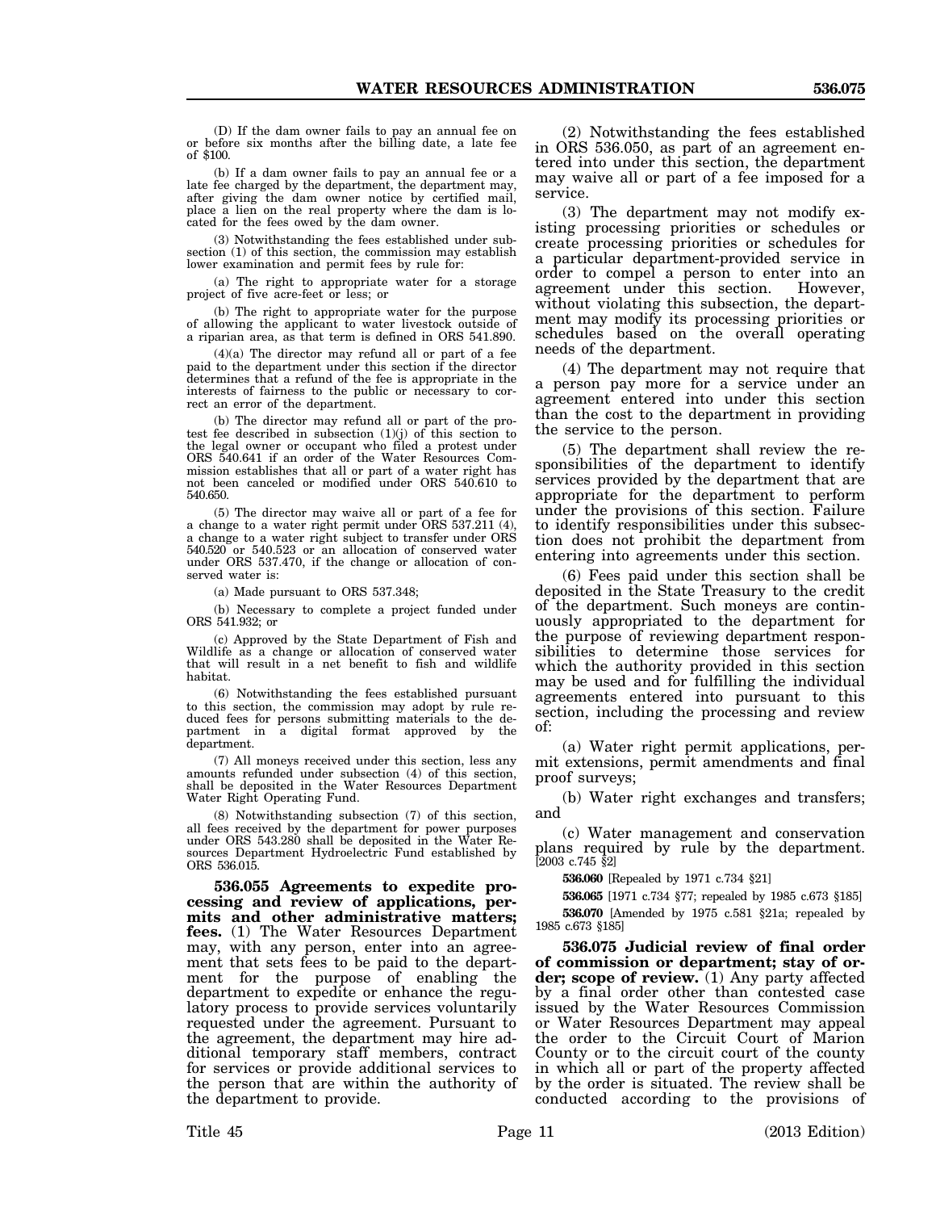(D) If the dam owner fails to pay an annual fee on or before six months after the billing date, a late fee of $100.

(b) If a dam owner fails to pay an annual fee or a late fee charged by the department, the department may, after giving the dam owner notice by certified mail, place a lien on the real property where the dam is located for the fees owed by the dam owner.

(3) Notwithstanding the fees established under subsection (1) of this section, the commission may establish lower examination and permit fees by rule for:

(a) The right to appropriate water for a storage project of five acre-feet or less; or

(b) The right to appropriate water for the purpose of allowing the applicant to water livestock outside of a riparian area, as that term is defined in ORS 541.890.

(4)(a) The director may refund all or part of a fee paid to the department under this section if the director determines that a refund of the fee is appropriate in the interests of fairness to the public or necessary to correct an error of the department.

(b) The director may refund all or part of the protest fee described in subsection (1)(j) of this section to the legal owner or occupant who filed a protest under ORS 540.641 if an order of the Water Resources Commission establishes that all or part of a water right has not been canceled or modified under ORS 540.610 to 540.650.

(5) The director may waive all or part of a fee for a change to a water right permit under ORS 537.211 (4), a change to a water right subject to transfer under ORS 540.520 or 540.523 or an allocation of conserved water under ORS 537.470, if the change or allocation of conserved water is:

(a) Made pursuant to ORS 537.348;

(b) Necessary to complete a project funded under ORS 541.932; or

(c) Approved by the State Department of Fish and Wildlife as a change or allocation of conserved water that will result in a net benefit to fish and wildlife habitat.

(6) Notwithstanding the fees established pursuant to this section, the commission may adopt by rule reduced fees for persons submitting materials to the department in a digital format approved by the department.

(7) All moneys received under this section, less any amounts refunded under subsection (4) of this section, shall be deposited in the Water Resources Department Water Right Operating Fund.

(8) Notwithstanding subsection (7) of this section, all fees received by the department for power purposes under ORS 543.280 shall be deposited in the Water Resources Department Hydroelectric Fund established by ORS 536.015.

**536.055 Agreements to expedite processing and review of applications, permits and other administrative matters; fees.** (1) The Water Resources Department may, with any person, enter into an agreement that sets fees to be paid to the department for the purpose of enabling the department to expedite or enhance the regulatory process to provide services voluntarily requested under the agreement. Pursuant to the agreement, the department may hire additional temporary staff members, contract for services or provide additional services to the person that are within the authority of the department to provide.

(2) Notwithstanding the fees established in ORS 536.050, as part of an agreement entered into under this section, the department may waive all or part of a fee imposed for a service.

(3) The department may not modify existing processing priorities or schedules or create processing priorities or schedules for a particular department-provided service in order to compel a person to enter into an agreement under this section. However, without violating this subsection, the department may modify its processing priorities or schedules based on the overall operating needs of the department.

(4) The department may not require that a person pay more for a service under an agreement entered into under this section than the cost to the department in providing the service to the person.

(5) The department shall review the responsibilities of the department to identify services provided by the department that are appropriate for the department to perform under the provisions of this section. Failure to identify responsibilities under this subsection does not prohibit the department from entering into agreements under this section.

(6) Fees paid under this section shall be deposited in the State Treasury to the credit of the department. Such moneys are continuously appropriated to the department for the purpose of reviewing department responsibilities to determine those services for which the authority provided in this section may be used and for fulfilling the individual agreements entered into pursuant to this section, including the processing and review of:

(a) Water right permit applications, permit extensions, permit amendments and final proof surveys;

(b) Water right exchanges and transfers; and

(c) Water management and conservation plans required by rule by the department. [2003 c.745 §2]

**536.060** [Repealed by 1971 c.734 §21]

**536.065** [1971 c.734 §77; repealed by 1985 c.673 §185]

**536.070** [Amended by 1975 c.581 §21a; repealed by 1985 c.673 §185]

**536.075 Judicial review of final order of commission or department; stay of order; scope of review.** (1) Any party affected by a final order other than contested case issued by the Water Resources Commission or Water Resources Department may appeal the order to the Circuit Court of Marion County or to the circuit court of the county in which all or part of the property affected by the order is situated. The review shall be conducted according to the provisions of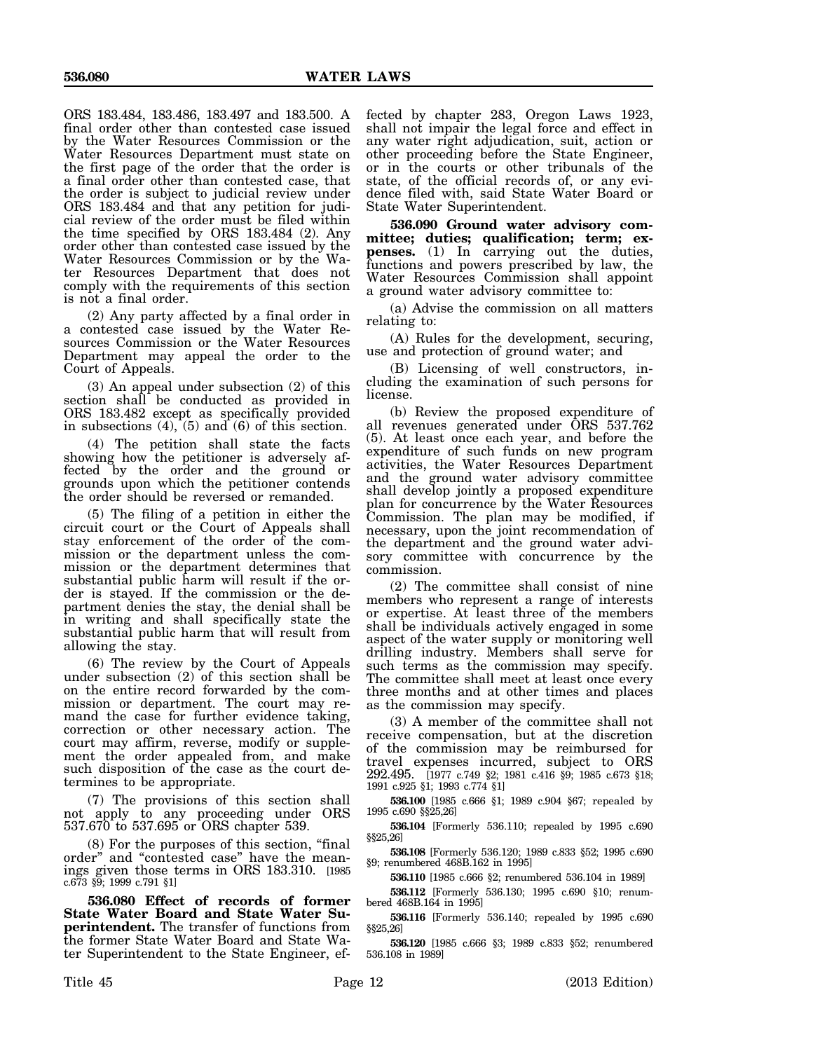ORS 183.484, 183.486, 183.497 and 183.500. A final order other than contested case issued by the Water Resources Commission or the Water Resources Department must state on the first page of the order that the order is a final order other than contested case, that the order is subject to judicial review under ORS 183.484 and that any petition for judicial review of the order must be filed within the time specified by ORS 183.484 (2). Any order other than contested case issued by the Water Resources Commission or by the Water Resources Department that does not comply with the requirements of this section is not a final order.

(2) Any party affected by a final order in a contested case issued by the Water Resources Commission or the Water Resources Department may appeal the order to the Court of Appeals.

(3) An appeal under subsection (2) of this section shall be conducted as provided in ORS 183.482 except as specifically provided in subsections (4), (5) and (6) of this section.

(4) The petition shall state the facts showing how the petitioner is adversely affected by the order and the ground or grounds upon which the petitioner contends the order should be reversed or remanded.

(5) The filing of a petition in either the circuit court or the Court of Appeals shall stay enforcement of the order of the commission or the department unless the commission or the department determines that substantial public harm will result if the order is stayed. If the commission or the department denies the stay, the denial shall be in writing and shall specifically state the substantial public harm that will result from allowing the stay.

(6) The review by the Court of Appeals under subsection (2) of this section shall be on the entire record forwarded by the commission or department. The court may remand the case for further evidence taking, correction or other necessary action. The court may affirm, reverse, modify or supplement the order appealed from, and make such disposition of the case as the court determines to be appropriate.

(7) The provisions of this section shall not apply to any proceeding under ORS 537.670 to 537.695 or ORS chapter 539.

(8) For the purposes of this section, "final order" and "contested case" have the meanings given those terms in ORS 183.310. [1985 c.673 §9; 1999 c.791 §1]

**536.080 Effect of records of former State Water Board and State Water Superintendent.** The transfer of functions from the former State Water Board and State Water Superintendent to the State Engineer, effected by chapter 283, Oregon Laws 1923, shall not impair the legal force and effect in any water right adjudication, suit, action or other proceeding before the State Engineer, or in the courts or other tribunals of the state, of the official records of, or any evidence filed with, said State Water Board or State Water Superintendent.

**536.090 Ground water advisory committee; duties; qualification; term; expenses.** (1) In carrying out the duties, functions and powers prescribed by law, the Water Resources Commission shall appoint a ground water advisory committee to:

(a) Advise the commission on all matters relating to:

(A) Rules for the development, securing, use and protection of ground water; and

(B) Licensing of well constructors, including the examination of such persons for license.

(b) Review the proposed expenditure of all revenues generated under ORS 537.762 (5). At least once each year, and before the expenditure of such funds on new program activities, the Water Resources Department and the ground water advisory committee shall develop jointly a proposed expenditure plan for concurrence by the Water Resources Commission. The plan may be modified, if necessary, upon the joint recommendation of the department and the ground water advisory committee with concurrence by the commission.

(2) The committee shall consist of nine members who represent a range of interests or expertise. At least three of the members shall be individuals actively engaged in some aspect of the water supply or monitoring well drilling industry. Members shall serve for such terms as the commission may specify. The committee shall meet at least once every three months and at other times and places as the commission may specify.

(3) A member of the committee shall not receive compensation, but at the discretion of the commission may be reimbursed for travel expenses incurred, subject to ORS 292.495. [1977 c.749 §2; 1981 c.416 §9; 1985 c.673 §18; 1991 c.925 §1; 1993 c.774 §1]

**536.100** [1985 c.666 §1; 1989 c.904 §67; repealed by 1995 c.690 §§25,26]

**536.104** [Formerly 536.110; repealed by 1995 c.690 §§25,26]

**536.108** [Formerly 536.120; 1989 c.833 §52; 1995 c.690 §9; renumbered 468B.162 in 1995]

**536.110** [1985 c.666 §2; renumbered 536.104 in 1989]

**536.112** [Formerly 536.130; 1995 c.690 §10; renumbered 468B.164 in 1995]

**536.116** [Formerly 536.140; repealed by 1995 c.690 §§25,26]

**536.120** [1985 c.666 §3; 1989 c.833 §52; renumbered 536.108 in 1989]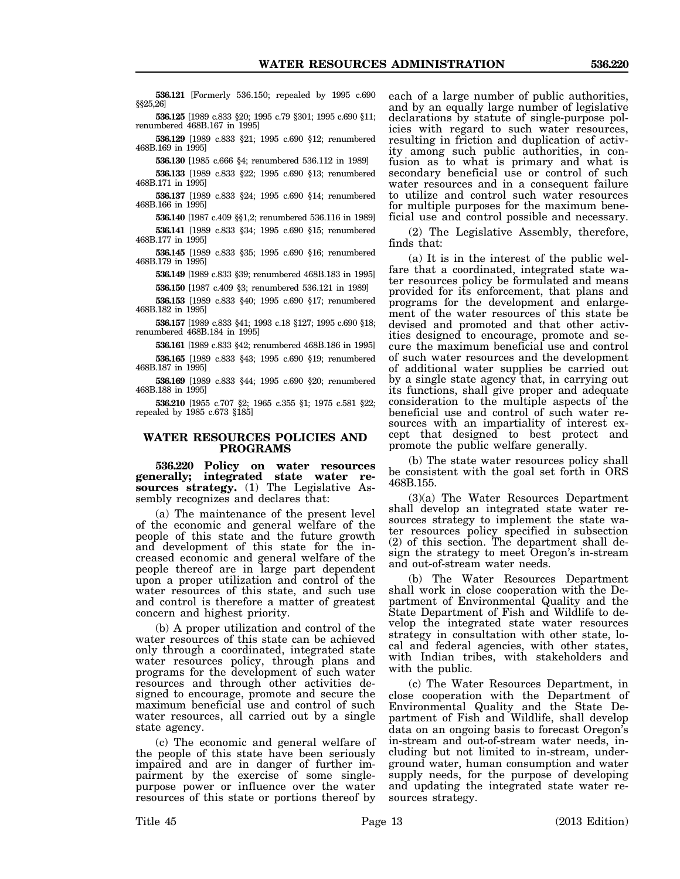**536.121** [Formerly 536.150; repealed by 1995 c.690 §§25,26]

**536.125** [1989 c.833 §20; 1995 c.79 §301; 1995 c.690 §11; renumbered 468B.167 in 1995]

**536.129** [1989 c.833 §21; 1995 c.690 §12; renumbered 468B.169 in 1995]

**536.130** [1985 c.666 §4; renumbered 536.112 in 1989]

**536.133** [1989 c.833 §22; 1995 c.690 §13; renumbered 468B.171 in 1995]

**536.137** [1989 c.833 §24; 1995 c.690 §14; renumbered 468B.166 in 1995]

**536.140** [1987 c.409 §§1,2; renumbered 536.116 in 1989]

**536.141** [1989 c.833 §34; 1995 c.690 §15; renumbered 468B.177 in 1995]

**536.145** [1989 c.833 §35; 1995 c.690 §16; renumbered 468B.179 in 1995]

**536.149** [1989 c.833 §39; renumbered 468B.183 in 1995]

**536.150** [1987 c.409 §3; renumbered 536.121 in 1989]

**536.153** [1989 c.833 §40; 1995 c.690 §17; renumbered 468B.182 in 1995]

**536.157** [1989 c.833 §41; 1993 c.18 §127; 1995 c.690 §18; renumbered 468B.184 in 1995]

**536.161** [1989 c.833 §42; renumbered 468B.186 in 1995]

**536.165** [1989 c.833 §43; 1995 c.690 §19; renumbered 468B.187 in 1995]

**536.169** [1989 c.833 §44; 1995 c.690 §20; renumbered 468B.188 in 1995]

**536.210** [1955 c.707 §2; 1965 c.355 §1; 1975 c.581 §22; repealed by 1985 c.673 §185]

## WATER RESOURCES POLICIES AND PROGRAMS

**536.220 Policy on water resources generally; integrated state water resources strategy.** (1) The Legislative Assembly recognizes and declares that:

(a) The maintenance of the present level of the economic and general welfare of the people of this state and the future growth and development of this state for the increased economic and general welfare of the people thereof are in large part dependent upon a proper utilization and control of the water resources of this state, and such use and control is therefore a matter of greatest concern and highest priority.

(b) A proper utilization and control of the water resources of this state can be achieved only through a coordinated, integrated state water resources policy, through plans and programs for the development of such water resources and through other activities designed to encourage, promote and secure the maximum beneficial use and control of such water resources, all carried out by a single state agency.

(c) The economic and general welfare of the people of this state have been seriously impaired and are in danger of further impairment by the exercise of some single-purpose power or influence over the water resources of this state or portions thereof by each of a large number of public authorities, and by an equally large number of legislative declarations by statute of single-purpose policies with regard to such water resources, resulting in friction and duplication of activity among such public authorities, in confusion as to what is primary and what is secondary beneficial use or control of such water resources and in a consequent failure to utilize and control such water resources for multiple purposes for the maximum beneficial use and control possible and necessary.

(2) The Legislative Assembly, therefore, finds that:

(a) It is in the interest of the public welfare that a coordinated, integrated state water resources policy be formulated and means provided for its enforcement, that plans and programs for the development and enlargement of the water resources of this state be devised and promoted and that other activities designed to encourage, promote and secure the maximum beneficial use and control of such water resources and the development of additional water supplies be carried out by a single state agency that, in carrying out its functions, shall give proper and adequate consideration to the multiple aspects of the beneficial use and control of such water resources with an impartiality of interest except that designed to best protect and promote the public welfare generally.

(b) The state water resources policy shall be consistent with the goal set forth in ORS 468B.155.

(3)(a) The Water Resources Department shall develop an integrated state water resources strategy to implement the state water resources policy specified in subsection (2) of this section. The department shall design the strategy to meet Oregon's in-stream and out-of-stream water needs.

(b) The Water Resources Department shall work in close cooperation with the Department of Environmental Quality and the State Department of Fish and Wildlife to develop the integrated state water resources strategy in consultation with other state, local and federal agencies, with other states, with Indian tribes, with stakeholders and with the public.

(c) The Water Resources Department, in close cooperation with the Department of Environmental Quality and the State Department of Fish and Wildlife, shall develop data on an ongoing basis to forecast Oregon's in-stream and out-of-stream water needs, including but not limited to in-stream, underground water, human consumption and water supply needs, for the purpose of developing and updating the integrated state water resources strategy.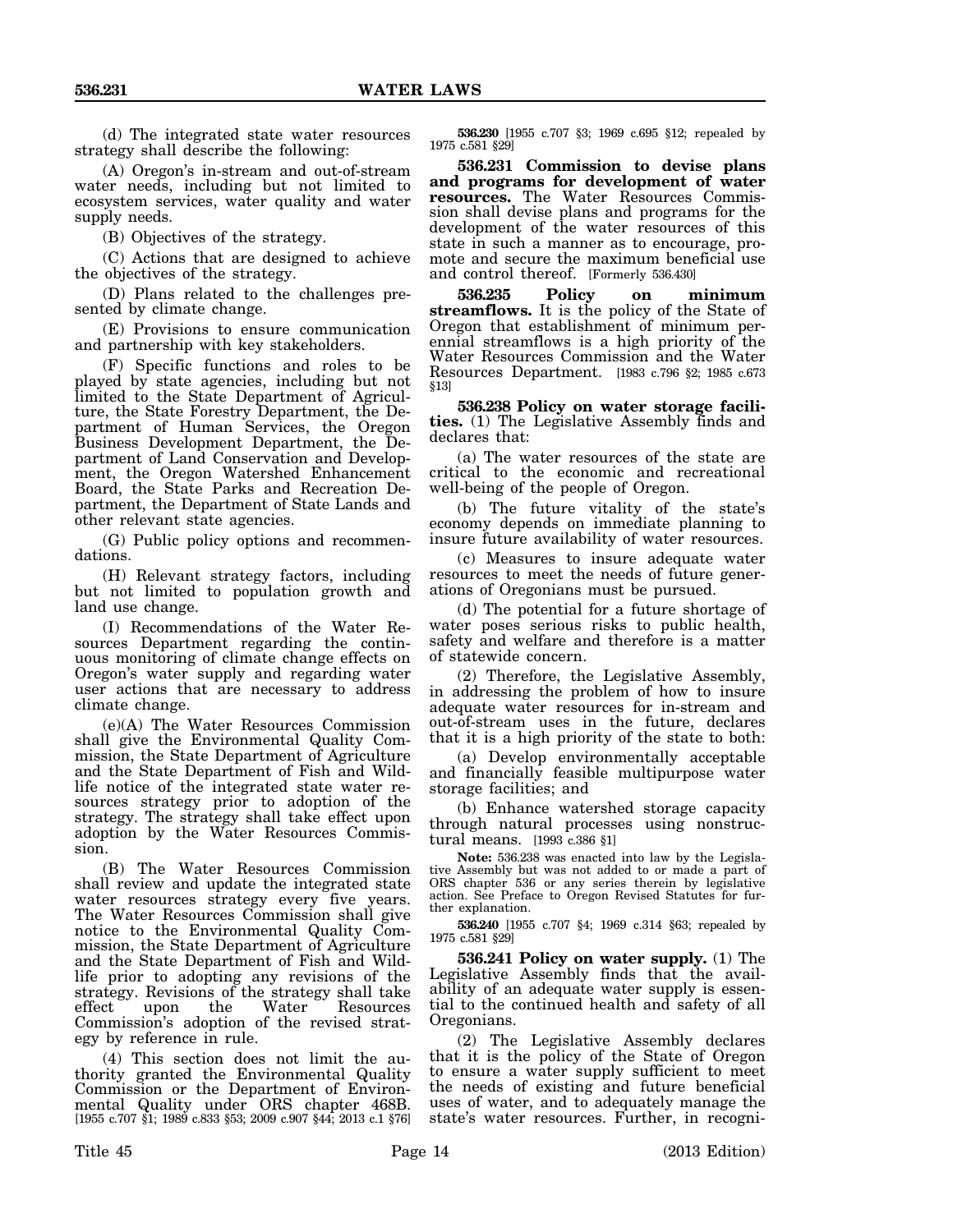(d) The integrated state water resources strategy shall describe the following:

(A) Oregon's in-stream and out-of-stream water needs, including but not limited to ecosystem services, water quality and water supply needs.

(B) Objectives of the strategy.

(C) Actions that are designed to achieve the objectives of the strategy.

(D) Plans related to the challenges presented by climate change.

(E) Provisions to ensure communication and partnership with key stakeholders.

(F) Specific functions and roles to be played by state agencies, including but not limited to the State Department of Agriculture, the State Forestry Department, the Department of Human Services, the Oregon Business Development Department, the Department of Land Conservation and Development, the Oregon Watershed Enhancement Board, the State Parks and Recreation Department, the Department of State Lands and other relevant state agencies.

(G) Public policy options and recommendations.

(H) Relevant strategy factors, including but not limited to population growth and land use change.

(I) Recommendations of the Water Resources Department regarding the continuous monitoring of climate change effects on Oregon's water supply and regarding water user actions that are necessary to address climate change.

(e)(A) The Water Resources Commission shall give the Environmental Quality Commission, the State Department of Agriculture and the State Department of Fish and Wildlife notice of the integrated state water resources strategy prior to adoption of the strategy. The strategy shall take effect upon adoption by the Water Resources Commission.

(B) The Water Resources Commission shall review and update the integrated state water resources strategy every five years. The Water Resources Commission shall give notice to the Environmental Quality Commission, the State Department of Agriculture and the State Department of Fish and Wildlife prior to adopting any revisions of the strategy. Revisions of the strategy shall take effect upon the Water Resources Commission's adoption of the revised strategy by reference in rule.

(4) This section does not limit the authority granted the Environmental Quality Commission or the Department of Environmental Quality under ORS chapter 468B. [1955 c.707 §1; 1989 c.833 §53; 2009 c.907 §44; 2013 c.1 §76]

**536.230** [1955 c.707 §3; 1969 c.695 §12; repealed by 1975 c.581 §29]

**536.231 Commission to devise plans and programs for development of water resources.** The Water Resources Commission shall devise plans and programs for the development of the water resources of this state in such a manner as to encourage, promote and secure the maximum beneficial use and control thereof. [Formerly 536.430]

**536.235 Policy on minimum streamflows.** It is the policy of the State of Oregon that establishment of minimum perennial streamflows is a high priority of the Water Resources Commission and the Water Resources Department. [1983 c.796 §2; 1985 c.673 §13]

**536.238 Policy on water storage facilities.** (1) The Legislative Assembly finds and declares that:

(a) The water resources of the state are critical to the economic and recreational well-being of the people of Oregon.

(b) The future vitality of the state's economy depends on immediate planning to insure future availability of water resources.

(c) Measures to insure adequate water resources to meet the needs of future generations of Oregonians must be pursued.

(d) The potential for a future shortage of water poses serious risks to public health, safety and welfare and therefore is a matter of statewide concern.

(2) Therefore, the Legislative Assembly, in addressing the problem of how to insure adequate water resources for in-stream and out-of-stream uses in the future, declares that it is a high priority of the state to both:

(a) Develop environmentally acceptable and financially feasible multipurpose water storage facilities; and

(b) Enhance watershed storage capacity through natural processes using nonstructural means. [1993 c.386 §1]

**Note:** 536.238 was enacted into law by the Legislative Assembly but was not added to or made a part of ORS chapter 536 or any series therein by legislative action. See Preface to Oregon Revised Statutes for further explanation.

**536.240** [1955 c.707 §4; 1969 c.314 §63; repealed by 1975 c.581 §29]

**536.241 Policy on water supply.** (1) The Legislative Assembly finds that the availability of an adequate water supply is essential to the continued health and safety of all Oregonians.

(2) The Legislative Assembly declares that it is the policy of the State of Oregon to ensure a water supply sufficient to meet the needs of existing and future beneficial uses of water, and to adequately manage the state's water resources. Further, in recogni-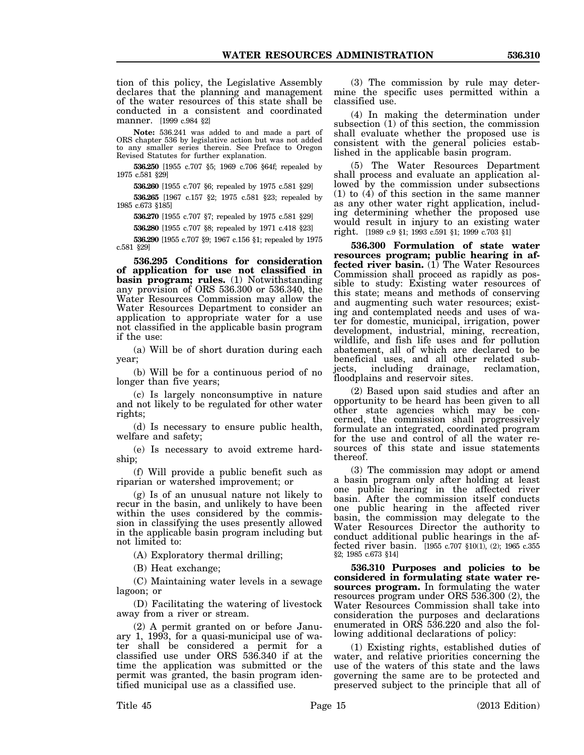tion of this policy, the Legislative Assembly declares that the planning and management of the water resources of this state shall be conducted in a consistent and coordinated manner. [1999 c.984 §2]

**Note:** 536.241 was added to and made a part of ORS chapter 536 by legislative action but was not added to any smaller series therein. See Preface to Oregon Revised Statutes for further explanation.

**536.250** [1955 c.707 §5; 1969 c.706 §64f; repealed by 1975 c.581 §29]

**536.260** [1955 c.707 §6; repealed by 1975 c.581 §29]

**536.265** [1967 c.157 §2; 1975 c.581 §23; repealed by 1985 c.673 §185]

**536.270** [1955 c.707 §7; repealed by 1975 c.581 §29]

**536.280** [1955 c.707 §8; repealed by 1971 c.418 §23]

**536.290** [1955 c.707 §9; 1967 c.156 §1; repealed by 1975 c.581 §29]

**536.295 Conditions for consideration of application for use not classified in basin program; rules.** (1) Notwithstanding any provision of ORS 536.300 or 536.340, the Water Resources Commission may allow the Water Resources Department to consider an application to appropriate water for a use not classified in the applicable basin program if the use:

(a) Will be of short duration during each year;

(b) Will be for a continuous period of no longer than five years;

(c) Is largely nonconsumptive in nature and not likely to be regulated for other water rights;

(d) Is necessary to ensure public health, welfare and safety;

(e) Is necessary to avoid extreme hardship;

(f) Will provide a public benefit such as riparian or watershed improvement; or

(g) Is of an unusual nature not likely to recur in the basin, and unlikely to have been within the uses considered by the commission in classifying the uses presently allowed in the applicable basin program including but not limited to:

(A) Exploratory thermal drilling;

(B) Heat exchange;

(C) Maintaining water levels in a sewage lagoon; or

(D) Facilitating the watering of livestock away from a river or stream.

(2) A permit granted on or before January 1, 1993, for a quasi-municipal use of water shall be considered a permit for a classified use under ORS 536.340 if at the time the application was submitted or the permit was granted, the basin program identified municipal use as a classified use.

(3) The commission by rule may determine the specific uses permitted within a classified use.

(4) In making the determination under subsection (1) of this section, the commission shall evaluate whether the proposed use is consistent with the general policies established in the applicable basin program.

(5) The Water Resources Department shall process and evaluate an application allowed by the commission under subsections (1) to (4) of this section in the same manner as any other water right application, including determining whether the proposed use would result in injury to an existing water right. [1989 c.9 §1; 1993 c.591 §1; 1999 c.703 §1]

**536.300 Formulation of state water resources program; public hearing in affected river basin.** (1) The Water Resources Commission shall proceed as rapidly as possible to study: Existing water resources of this state; means and methods of conserving and augmenting such water resources; existing and contemplated needs and uses of water for domestic, municipal, irrigation, power development, industrial, mining, recreation, wildlife, and fish life uses and for pollution abatement, all of which are declared to be beneficial uses, and all other related subjects, including drainage, reclamation, floodplains and reservoir sites.

(2) Based upon said studies and after an opportunity to be heard has been given to all other state agencies which may be concerned, the commission shall progressively formulate an integrated, coordinated program for the use and control of all the water resources of this state and issue statements thereof.

(3) The commission may adopt or amend a basin program only after holding at least one public hearing in the affected river basin. After the commission itself conducts one public hearing in the affected river basin, the commission may delegate to the Water Resources Director the authority to conduct additional public hearings in the affected river basin. [1955 c.707 §10(1), (2); 1965 c.355 §2; 1985 c.673 §14]

**536.310 Purposes and policies to be considered in formulating state water resources program.** In formulating the water resources program under ORS 536.300 (2), the Water Resources Commission shall take into consideration the purposes and declarations enumerated in ORS 536.220 and also the following additional declarations of policy:

(1) Existing rights, established duties of water, and relative priorities concerning the use of the waters of this state and the laws governing the same are to be protected and preserved subject to the principle that all of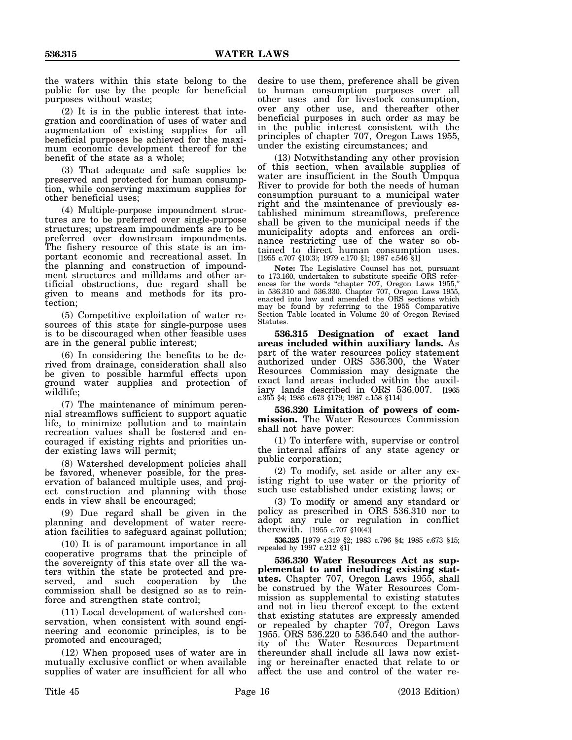the waters within this state belong to the public for use by the people for beneficial purposes without waste;

(2) It is in the public interest that integration and coordination of uses of water and augmentation of existing supplies for all beneficial purposes be achieved for the maximum economic development thereof for the benefit of the state as a whole;

(3) That adequate and safe supplies be preserved and protected for human consumption, while conserving maximum supplies for other beneficial uses;

(4) Multiple-purpose impoundment structures are to be preferred over single-purpose structures; upstream impoundments are to be preferred over downstream impoundments. The fishery resource of this state is an important economic and recreational asset. In the planning and construction of impoundment structures and milldams and other artificial obstructions, due regard shall be given to means and methods for its protection;

(5) Competitive exploitation of water resources of this state for single-purpose uses is to be discouraged when other feasible uses are in the general public interest;

(6) In considering the benefits to be derived from drainage, consideration shall also be given to possible harmful effects upon ground water supplies and protection of wildlife;

(7) The maintenance of minimum perennial streamflows sufficient to support aquatic life, to minimize pollution and to maintain recreation values shall be fostered and encouraged if existing rights and priorities under existing laws will permit;

(8) Watershed development policies shall be favored, whenever possible, for the preservation of balanced multiple uses, and project construction and planning with those ends in view shall be encouraged;

(9) Due regard shall be given in the planning and development of water recreation facilities to safeguard against pollution;

(10) It is of paramount importance in all cooperative programs that the principle of the sovereignty of this state over all the waters within the state be protected and preserved, and such cooperation by the commission shall be designed so as to reinforce and strengthen state control;

(11) Local development of watershed conservation, when consistent with sound engineering and economic principles, is to be promoted and encouraged;

(12) When proposed uses of water are in mutually exclusive conflict or when available supplies of water are insufficient for all who desire to use them, preference shall be given to human consumption purposes over all other uses and for livestock consumption, over any other use, and thereafter other beneficial purposes in such order as may be in the public interest consistent with the principles of chapter 707, Oregon Laws 1955, under the existing circumstances; and

(13) Notwithstanding any other provision of this section, when available supplies of water are insufficient in the South Umpqua River to provide for both the needs of human consumption pursuant to a municipal water right and the maintenance of previously established minimum streamflows, preference shall be given to the municipal needs if the municipality adopts and enforces an ordinance restricting use of the water so obtained to direct human consumption uses. [1955 c.707 §10(3); 1979 c.170 §1; 1987 c.546 §1]

**Note:** The Legislative Counsel has not, pursuant to 173.160, undertaken to substitute specific ORS references for the words "chapter 707, Oregon Laws 1955," in 536.310 and 536.330. Chapter 707, Oregon Laws 1955, enacted into law and amended the ORS sections which may be found by referring to the 1955 Comparative Section Table located in Volume 20 of Oregon Revised Statutes.

**536.315 Designation of exact land areas included within auxiliary lands.** As part of the water resources policy statement authorized under ORS 536.300, the Water Resources Commission may designate the exact land areas included within the auxiliary lands described in ORS 536.007. [1965 c.355 §4; 1985 c.673 §179; 1987 c.158 §114]

**536.320 Limitation of powers of commission.** The Water Resources Commission shall not have power:

(1) To interfere with, supervise or control the internal affairs of any state agency or public corporation;

(2) To modify, set aside or alter any existing right to use water or the priority of such use established under existing laws; or

(3) To modify or amend any standard or policy as prescribed in ORS 536.310 nor to adopt any rule or regulation in conflict therewith. [1955 c.707 §10(4)]

**536.325** [1979 c.319 §2; 1983 c.796 §4; 1985 c.673 §15; repealed by 1997 c.212 §1]

**536.330 Water Resources Act as supplemental to and including existing statutes.** Chapter 707, Oregon Laws 1955, shall be construed by the Water Resources Commission as supplemental to existing statutes and not in lieu thereof except to the extent that existing statutes are expressly amended or repealed by chapter 707, Oregon Laws 1955. ORS 536.220 to 536.540 and the authority of the Water Resources Department thereunder shall include all laws now existing or hereinafter enacted that relate to or affect the use and control of the water re-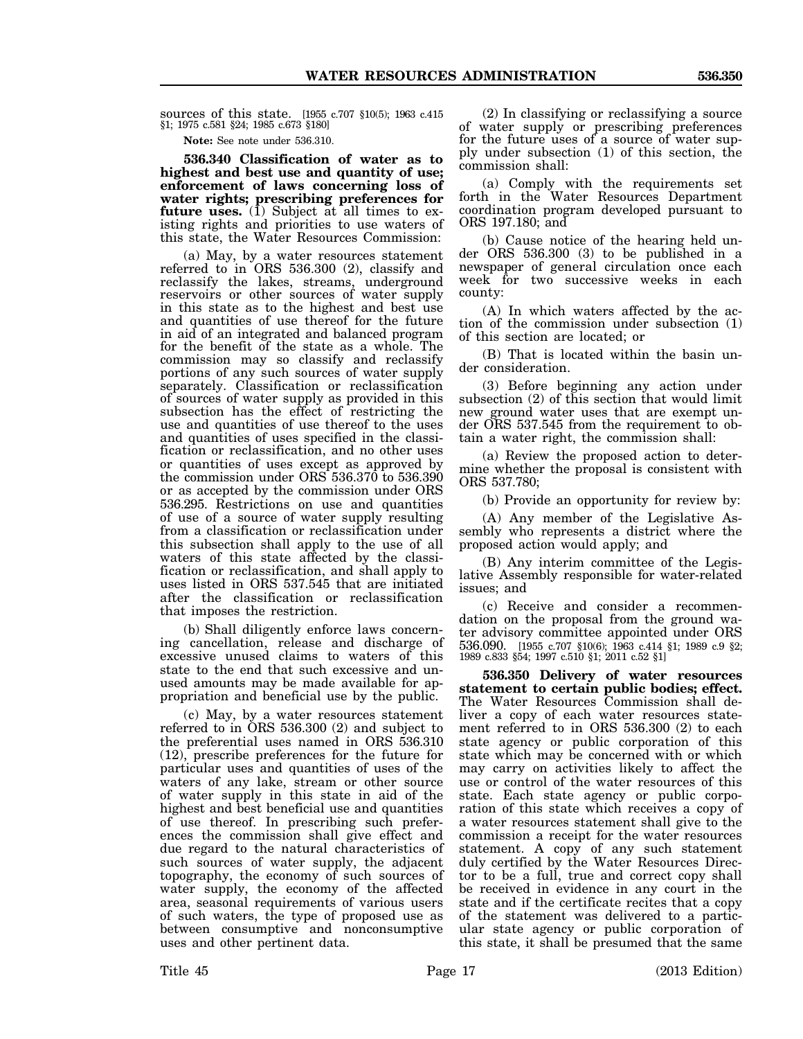sources of this state. [1955 c.707 §10(5); 1963 c.415 §1; 1975 c.581 §24; 1985 c.673 §180]

**Note:** See note under 536.310.

**536.340 Classification of water as to highest and best use and quantity of use; enforcement of laws concerning loss of water rights; prescribing preferences for future uses.** (1) Subject at all times to existing rights and priorities to use waters of this state, the Water Resources Commission:

(a) May, by a water resources statement referred to in ORS 536.300 (2), classify and reclassify the lakes, streams, underground reservoirs or other sources of water supply in this state as to the highest and best use and quantities of use thereof for the future in aid of an integrated and balanced program for the benefit of the state as a whole. The commission may so classify and reclassify portions of any such sources of water supply separately. Classification or reclassification of sources of water supply as provided in this subsection has the effect of restricting the use and quantities of use thereof to the uses and quantities of uses specified in the classification or reclassification, and no other uses or quantities of uses except as approved by the commission under ORS 536.370 to 536.390 or as accepted by the commission under ORS 536.295. Restrictions on use and quantities of use of a source of water supply resulting from a classification or reclassification under this subsection shall apply to the use of all waters of this state affected by the classification or reclassification, and shall apply to uses listed in ORS 537.545 that are initiated after the classification or reclassification that imposes the restriction.

(b) Shall diligently enforce laws concerning cancellation, release and discharge of excessive unused claims to waters of this state to the end that such excessive and unused amounts may be made available for appropriation and beneficial use by the public.

(c) May, by a water resources statement referred to in ORS 536.300 (2) and subject to the preferential uses named in ORS 536.310 (12), prescribe preferences for the future for particular uses and quantities of uses of the waters of any lake, stream or other source of water supply in this state in aid of the highest and best beneficial use and quantities of use thereof. In prescribing such preferences the commission shall give effect and due regard to the natural characteristics of such sources of water supply, the adjacent topography, the economy of such sources of water supply, the economy of the affected area, seasonal requirements of various users of such waters, the type of proposed use as between consumptive and nonconsumptive uses and other pertinent data.

(2) In classifying or reclassifying a source of water supply or prescribing preferences for the future uses of a source of water supply under subsection (1) of this section, the commission shall:

(a) Comply with the requirements set forth in the Water Resources Department coordination program developed pursuant to ORS 197.180; and

(b) Cause notice of the hearing held under ORS 536.300 (3) to be published in a newspaper of general circulation once each week for two successive weeks in each county:

(A) In which waters affected by the action of the commission under subsection (1) of this section are located; or

(B) That is located within the basin under consideration.

(3) Before beginning any action under subsection (2) of this section that would limit new ground water uses that are exempt under ORS 537.545 from the requirement to obtain a water right, the commission shall:

(a) Review the proposed action to determine whether the proposal is consistent with ORS 537.780;

(b) Provide an opportunity for review by:

(A) Any member of the Legislative Assembly who represents a district where the proposed action would apply; and

(B) Any interim committee of the Legislative Assembly responsible for water-related issues; and

(c) Receive and consider a recommendation on the proposal from the ground water advisory committee appointed under ORS 536.090. [1955 c.707 §10(6); 1963 c.414 §1; 1989 c.9 §2; 1989 c.833 §54; 1997 c.510 §1; 2011 c.52 §1]

**536.350 Delivery of water resources statement to certain public bodies; effect.** The Water Resources Commission shall deliver a copy of each water resources statement referred to in ORS 536.300 (2) to each state agency or public corporation of this state which may be concerned with or which may carry on activities likely to affect the use or control of the water resources of this state. Each state agency or public corporation of this state which receives a copy of a water resources statement shall give to the commission a receipt for the water resources statement. A copy of any such statement duly certified by the Water Resources Director to be a full, true and correct copy shall be received in evidence in any court in the state and if the certificate recites that a copy of the statement was delivered to a particular state agency or public corporation of this state, it shall be presumed that the same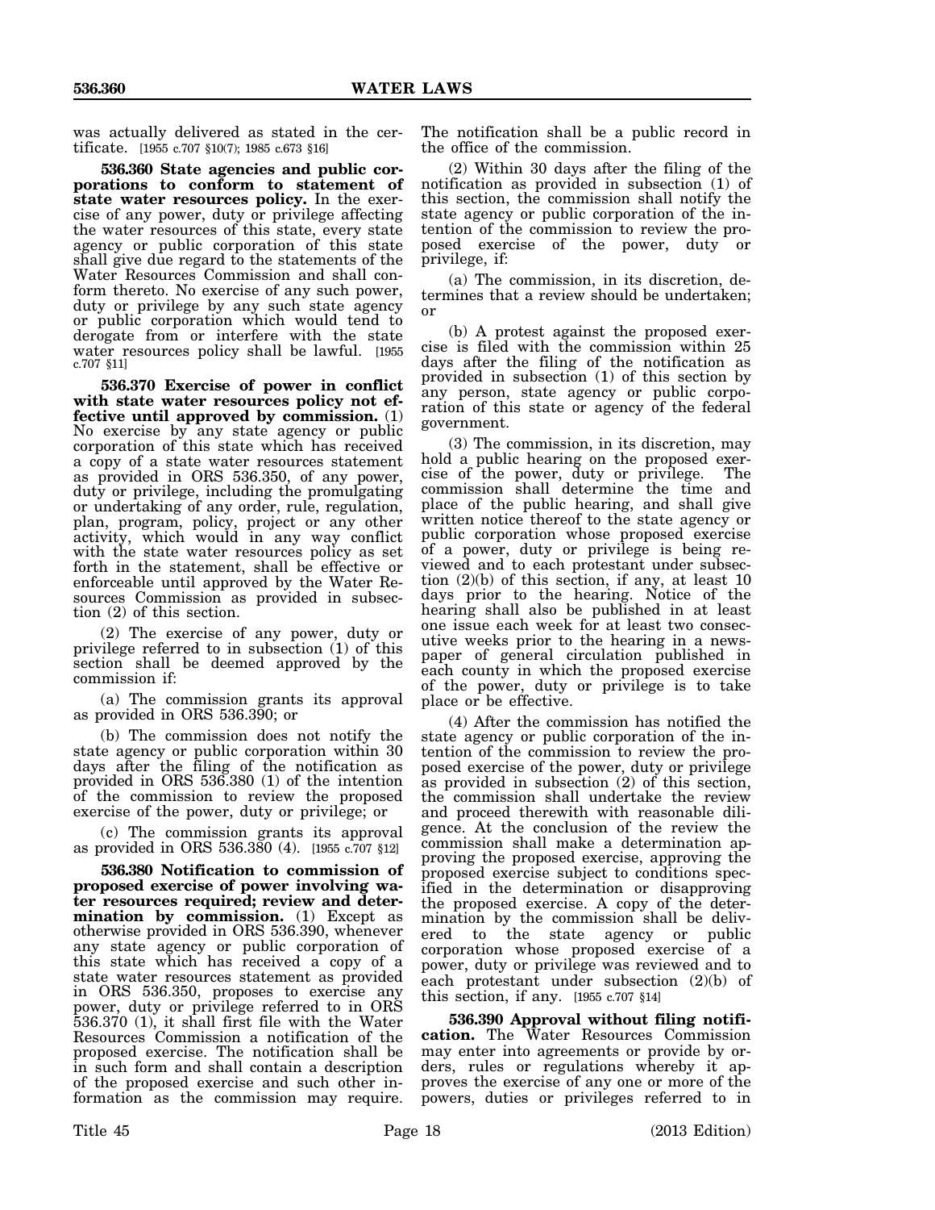was actually delivered as stated in the certificate. [1955 c.707 §10(7); 1985 c.673 §16]

**536.360 State agencies and public corporations to conform to statement of state water resources policy.** In the exercise of any power, duty or privilege affecting the water resources of this state, every state agency or public corporation of this state shall give due regard to the statements of the Water Resources Commission and shall conform thereto. No exercise of any such power, duty or privilege by any such state agency or public corporation which would tend to derogate from or interfere with the state water resources policy shall be lawful. [1955 c.707 §11]

**536.370 Exercise of power in conflict with state water resources policy not effective until approved by commission.** (1) No exercise by any state agency or public corporation of this state which has received a copy of a state water resources statement as provided in ORS 536.350, of any power, duty or privilege, including the promulgating or undertaking of any order, rule, regulation, plan, program, policy, project or any other activity, which would in any way conflict with the state water resources policy as set forth in the statement, shall be effective or enforceable until approved by the Water Resources Commission as provided in subsection (2) of this section.

(2) The exercise of any power, duty or privilege referred to in subsection (1) of this section shall be deemed approved by the commission if:

(a) The commission grants its approval as provided in ORS 536.390; or

(b) The commission does not notify the state agency or public corporation within 30 days after the filing of the notification as provided in ORS 536.380 (1) of the intention of the commission to review the proposed exercise of the power, duty or privilege; or

(c) The commission grants its approval as provided in ORS 536.380 (4). [1955 c.707 §12]

**536.380 Notification to commission of proposed exercise of power involving water resources required; review and determination by commission.** (1) Except as otherwise provided in ORS 536.390, whenever any state agency or public corporation of this state which has received a copy of a state water resources statement as provided in ORS 536.350, proposes to exercise any power, duty or privilege referred to in ORS 536.370 (1), it shall first file with the Water Resources Commission a notification of the proposed exercise. The notification shall be in such form and shall contain a description of the proposed exercise and such other information as the commission may require. The notification shall be a public record in the office of the commission.

(2) Within 30 days after the filing of the notification as provided in subsection (1) of this section, the commission shall notify the state agency or public corporation of the intention of the commission to review the proposed exercise of the power, duty or privilege, if:

(a) The commission, in its discretion, determines that a review should be undertaken; or

(b) A protest against the proposed exercise is filed with the commission within 25 days after the filing of the notification as provided in subsection (1) of this section by any person, state agency or public corporation of this state or agency of the federal government.

(3) The commission, in its discretion, may hold a public hearing on the proposed exercise of the power, duty or privilege. The commission shall determine the time and place of the public hearing, and shall give written notice thereof to the state agency or public corporation whose proposed exercise of a power, duty or privilege is being reviewed and to each protestant under subsection (2)(b) of this section, if any, at least 10 days prior to the hearing. Notice of the hearing shall also be published in at least one issue each week for at least two consecutive weeks prior to the hearing in a newspaper of general circulation published in each county in which the proposed exercise of the power, duty or privilege is to take place or be effective.

(4) After the commission has notified the state agency or public corporation of the intention of the commission to review the proposed exercise of the power, duty or privilege as provided in subsection (2) of this section, the commission shall undertake the review and proceed therewith with reasonable diligence. At the conclusion of the review the commission shall make a determination approving the proposed exercise, approving the proposed exercise subject to conditions specified in the determination or disapproving the proposed exercise. A copy of the determination by the commission shall be delivered to the state agency or public corporation whose proposed exercise of a power, duty or privilege was reviewed and to each protestant under subsection (2)(b) of this section, if any. [1955 c.707 §14]

**536.390 Approval without filing notification.** The Water Resources Commission may enter into agreements or provide by orders, rules or regulations whereby it approves the exercise of any one or more of the powers, duties or privileges referred to in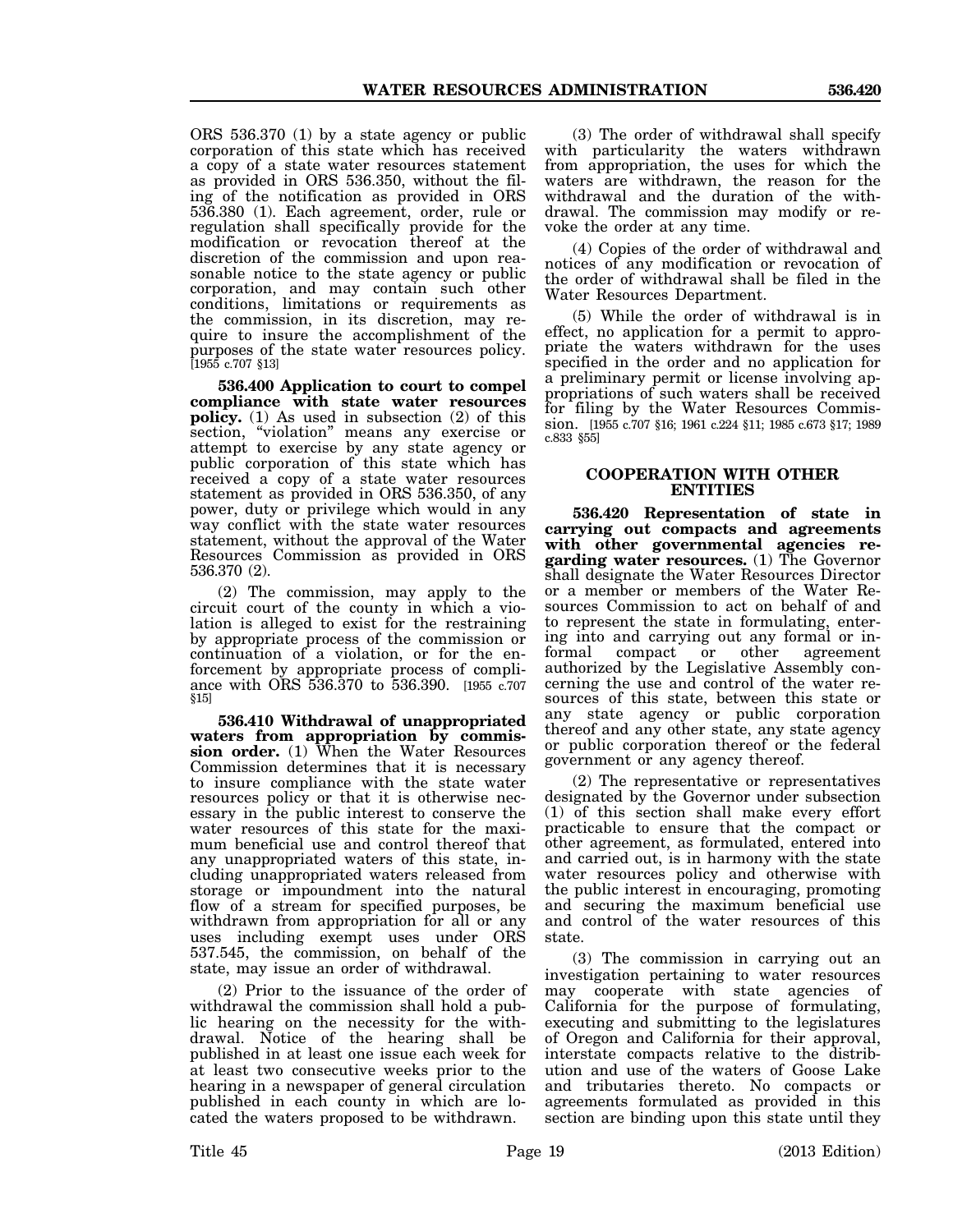ORS 536.370 (1) by a state agency or public corporation of this state which has received a copy of a state water resources statement as provided in ORS 536.350, without the filing of the notification as provided in ORS 536.380 (1). Each agreement, order, rule or regulation shall specifically provide for the modification or revocation thereof at the discretion of the commission and upon reasonable notice to the state agency or public corporation, and may contain such other conditions, limitations or requirements as the commission, in its discretion, may require to insure the accomplishment of the purposes of the state water resources policy. [1955 c.707 §13]

**536.400 Application to court to compel compliance with state water resources policy.** (1) As used in subsection (2) of this section, "violation" means any exercise or attempt to exercise by any state agency or public corporation of this state which has received a copy of a state water resources statement as provided in ORS 536.350, of any power, duty or privilege which would in any way conflict with the state water resources statement, without the approval of the Water Resources Commission as provided in ORS 536.370 (2).

(2) The commission, may apply to the circuit court of the county in which a violation is alleged to exist for the restraining by appropriate process of the commission or continuation of a violation, or for the enforcement by appropriate process of compliance with ORS 536.370 to 536.390. [1955 c.707 §15]

**536.410 Withdrawal of unappropriated waters from appropriation by commission order.** (1) When the Water Resources Commission determines that it is necessary to insure compliance with the state water resources policy or that it is otherwise necessary in the public interest to conserve the water resources of this state for the maximum beneficial use and control thereof that any unappropriated waters of this state, including unappropriated waters released from storage or impoundment into the natural flow of a stream for specified purposes, be withdrawn from appropriation for all or any uses including exempt uses under ORS 537.545, the commission, on behalf of the state, may issue an order of withdrawal.

(2) Prior to the issuance of the order of withdrawal the commission shall hold a public hearing on the necessity for the withdrawal. Notice of the hearing shall be published in at least one issue each week for at least two consecutive weeks prior to the hearing in a newspaper of general circulation published in each county in which are located the waters proposed to be withdrawn.

(3) The order of withdrawal shall specify with particularity the waters withdrawn from appropriation, the uses for which the waters are withdrawn, the reason for the withdrawal and the duration of the withdrawal. The commission may modify or revoke the order at any time.

(4) Copies of the order of withdrawal and notices of any modification or revocation of the order of withdrawal shall be filed in the Water Resources Department.

(5) While the order of withdrawal is in effect, no application for a permit to appropriate the waters withdrawn for the uses specified in the order and no application for a preliminary permit or license involving appropriations of such waters shall be received for filing by the Water Resources Commission. [1955 c.707 §16; 1961 c.224 §11; 1985 c.673 §17; 1989 c.833 §55]

## COOPERATION WITH OTHER ENTITIES

**536.420 Representation of state in carrying out compacts and agreements with other governmental agencies regarding water resources.** (1) The Governor shall designate the Water Resources Director or a member or members of the Water Resources Commission to act on behalf of and to represent the state in formulating, entering into and carrying out any formal or informal compact or other agreement authorized by the Legislative Assembly concerning the use and control of the water resources of this state, between this state or any state agency or public corporation thereof and any other state, any state agency or public corporation thereof or the federal government or any agency thereof.

(2) The representative or representatives designated by the Governor under subsection (1) of this section shall make every effort practicable to ensure that the compact or other agreement, as formulated, entered into and carried out, is in harmony with the state water resources policy and otherwise with the public interest in encouraging, promoting and securing the maximum beneficial use and control of the water resources of this state.

(3) The commission in carrying out an investigation pertaining to water resources may cooperate with state agencies of California for the purpose of formulating, executing and submitting to the legislatures of Oregon and California for their approval, interstate compacts relative to the distribution and use of the waters of Goose Lake and tributaries thereto. No compacts or agreements formulated as provided in this section are binding upon this state until they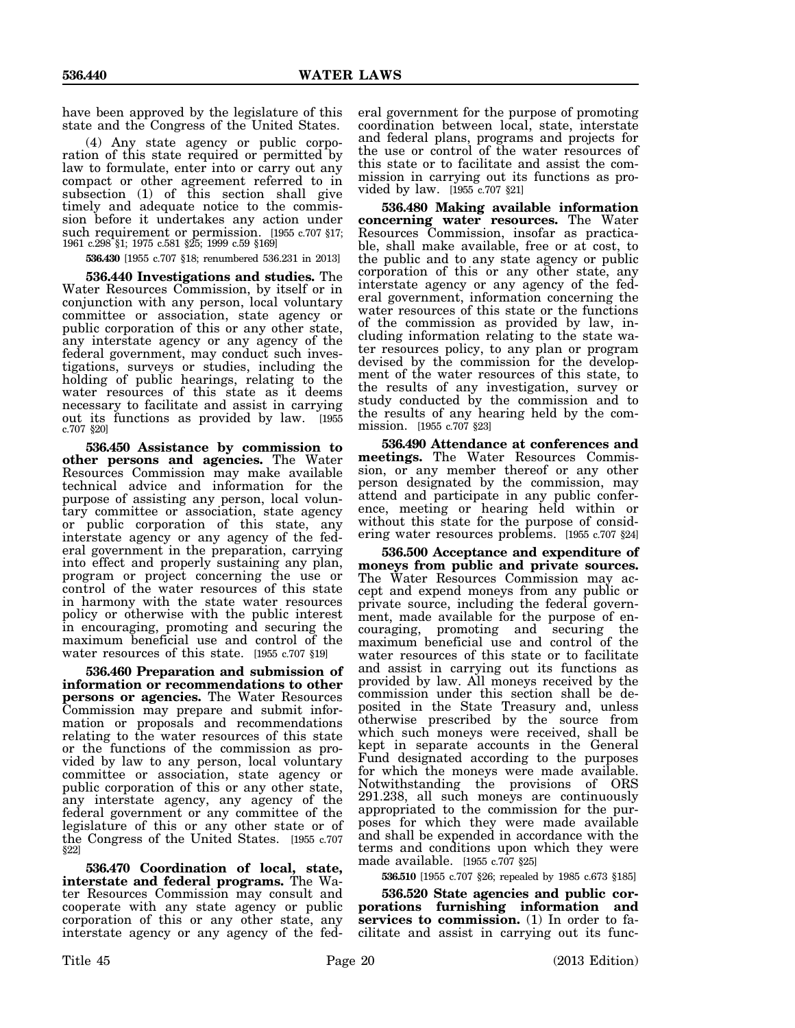have been approved by the legislature of this state and the Congress of the United States.

(4) Any state agency or public corporation of this state required or permitted by law to formulate, enter into or carry out any compact or other agreement referred to in subsection (1) of this section shall give timely and adequate notice to the commission before it undertakes any action under such requirement or permission. [1955 c.707 §17; 1961 c.298 §1; 1975 c.581 §25; 1999 c.59 §169]

**536.430** [1955 c.707 §18; renumbered 536.231 in 2013]

**536.440 Investigations and studies.** The Water Resources Commission, by itself or in conjunction with any person, local voluntary committee or association, state agency or public corporation of this or any other state, any interstate agency or any agency of the federal government, may conduct such investigations, surveys or studies, including the holding of public hearings, relating to the water resources of this state as it deems necessary to facilitate and assist in carrying out its functions as provided by law. [1955 c.707 §20]

**536.450 Assistance by commission to other persons and agencies.** The Water Resources Commission may make available technical advice and information for the purpose of assisting any person, local voluntary committee or association, state agency or public corporation of this state, any interstate agency or any agency of the federal government in the preparation, carrying into effect and properly sustaining any plan, program or project concerning the use or control of the water resources of this state in harmony with the state water resources policy or otherwise with the public interest in encouraging, promoting and securing the maximum beneficial use and control of the water resources of this state. [1955 c.707 §19]

**536.460 Preparation and submission of information or recommendations to other persons or agencies.** The Water Resources Commission may prepare and submit information or proposals and recommendations relating to the water resources of this state or the functions of the commission as provided by law to any person, local voluntary committee or association, state agency or public corporation of this or any other state, any interstate agency, any agency of the federal government or any committee of the legislature of this or any other state or of the Congress of the United States. [1955 c.707 §22]

**536.470 Coordination of local, state, interstate and federal programs.** The Water Resources Commission may consult and cooperate with any state agency or public corporation of this or any other state, any interstate agency or any agency of the federal government for the purpose of promoting coordination between local, state, interstate and federal plans, programs and projects for the use or control of the water resources of this state or to facilitate and assist the commission in carrying out its functions as provided by law. [1955 c.707 §21]

**536.480 Making available information concerning water resources.** The Water Resources Commission, insofar as practicable, shall make available, free or at cost, to the public and to any state agency or public corporation of this or any other state, any interstate agency or any agency of the federal government, information concerning the water resources of this state or the functions of the commission as provided by law, including information relating to the state water resources policy, to any plan or program devised by the commission for the development of the water resources of this state, to the results of any investigation, survey or study conducted by the commission and to the results of any hearing held by the commission. [1955 c.707 §23]

**536.490 Attendance at conferences and meetings.** The Water Resources Commission, or any member thereof or any other person designated by the commission, may attend and participate in any public conference, meeting or hearing held within or without this state for the purpose of considering water resources problems. [1955 c.707 §24]

**536.500 Acceptance and expenditure of moneys from public and private sources.** The Water Resources Commission may accept and expend moneys from any public or private source, including the federal government, made available for the purpose of encouraging, promoting and securing the maximum beneficial use and control of the water resources of this state or to facilitate and assist in carrying out its functions as provided by law. All moneys received by the commission under this section shall be deposited in the State Treasury and, unless otherwise prescribed by the source from which such moneys were received, shall be kept in separate accounts in the General Fund designated according to the purposes for which the moneys were made available. Notwithstanding the provisions of ORS 291.238, all such moneys are continuously appropriated to the commission for the purposes for which they were made available and shall be expended in accordance with the terms and conditions upon which they were made available. [1955 c.707 §25]

**536.510** [1955 c.707 §26; repealed by 1985 c.673 §185]

**536.520 State agencies and public corporations furnishing information and services to commission.** (1) In order to facilitate and assist in carrying out its func-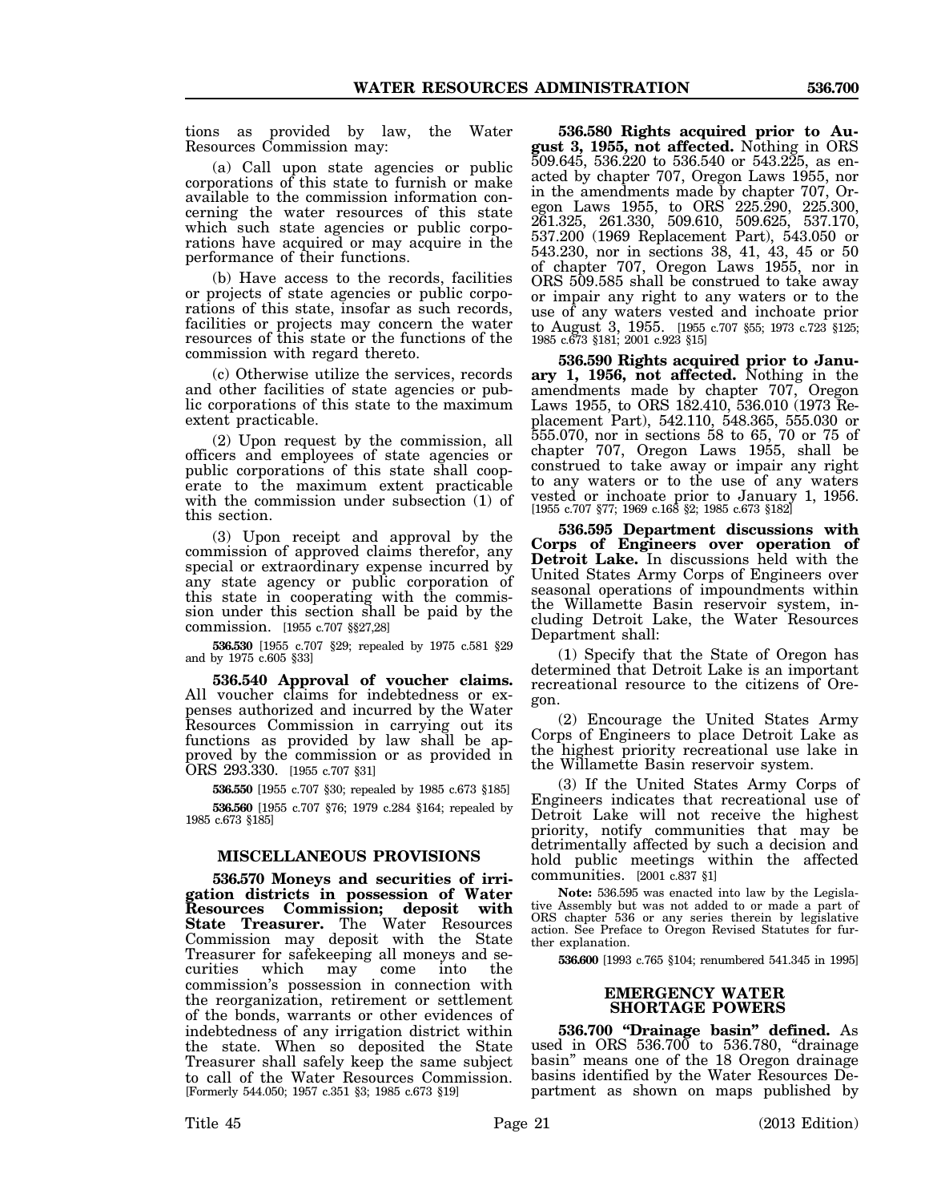tions as provided by law, the Water Resources Commission may:

(a) Call upon state agencies or public corporations of this state to furnish or make available to the commission information concerning the water resources of this state which such state agencies or public corporations have acquired or may acquire in the performance of their functions.

(b) Have access to the records, facilities or projects of state agencies or public corporations of this state, insofar as such records, facilities or projects may concern the water resources of this state or the functions of the commission with regard thereto.

(c) Otherwise utilize the services, records and other facilities of state agencies or public corporations of this state to the maximum extent practicable.

(2) Upon request by the commission, all officers and employees of state agencies or public corporations of this state shall cooperate to the maximum extent practicable with the commission under subsection (1) of this section.

(3) Upon receipt and approval by the commission of approved claims therefor, any special or extraordinary expense incurred by any state agency or public corporation of this state in cooperating with the commission under this section shall be paid by the commission. [1955 c.707 §§27,28]

**536.530** [1955 c.707 §29; repealed by 1975 c.581 §29 and by 1975 c.605 §33]

**536.540 Approval of voucher claims.** All voucher claims for indebtedness or expenses authorized and incurred by the Water Resources Commission in carrying out its functions as provided by law shall be approved by the commission or as provided in ORS 293.330. [1955 c.707 §31]

**536.550** [1955 c.707 §30; repealed by 1985 c.673 §185]

**536.560** [1955 c.707 §76; 1979 c.284 §164; repealed by 1985 c.673 §185]

## MISCELLANEOUS PROVISIONS

**536.570 Moneys and securities of irrigation districts in possession of Water Resources Commission; deposit with State Treasurer.** The Water Resources Commission may deposit with the State Treasurer for safekeeping all moneys and securities which may come into the commission's possession in connection with the reorganization, retirement or settlement of the bonds, warrants or other evidences of indebtedness of any irrigation district within the state. When so deposited the State Treasurer shall safely keep the same subject to call of the Water Resources Commission. [Formerly 544.050; 1957 c.351 §3; 1985 c.673 §19]

**536.580 Rights acquired prior to August 3, 1955, not affected.** Nothing in ORS 509.645, 536.220 to 536.540 or 543.225, as enacted by chapter 707, Oregon Laws 1955, nor in the amendments made by chapter 707, Oregon Laws 1955, to ORS 225.290, 225.300, 261.325, 261.330, 509.610, 509.625, 537.170, 537.200 (1969 Replacement Part), 543.050 or 543.230, nor in sections 38, 41, 43, 45 or 50 of chapter 707, Oregon Laws 1955, nor in ORS 509.585 shall be construed to take away or impair any right to any waters or to the use of any waters vested and inchoate prior to August 3, 1955. [1955 c.707 §55; 1973 c.723 §125; 1985 c.673 §181; 2001 c.923 §15]

**536.590 Rights acquired prior to January 1, 1956, not affected.** Nothing in the amendments made by chapter 707, Oregon Laws 1955, to ORS 182.410, 536.010 (1973 Replacement Part), 542.110, 548.365, 555.030 or 555.070, nor in sections 58 to 65, 70 or 75 of chapter 707, Oregon Laws 1955, shall be construed to take away or impair any right to any waters or to the use of any waters vested or inchoate prior to January 1, 1956. [1955 c.707 §77; 1969 c.168 §2; 1985 c.673 §182]

**536.595 Department discussions with Corps of Engineers over operation of Detroit Lake.** In discussions held with the United States Army Corps of Engineers over seasonal operations of impoundments within the Willamette Basin reservoir system, including Detroit Lake, the Water Resources Department shall:

(1) Specify that the State of Oregon has determined that Detroit Lake is an important recreational resource to the citizens of Oregon.

(2) Encourage the United States Army Corps of Engineers to place Detroit Lake as the highest priority recreational use lake in the Willamette Basin reservoir system.

(3) If the United States Army Corps of Engineers indicates that recreational use of Detroit Lake will not receive the highest priority, notify communities that may be detrimentally affected by such a decision and hold public meetings within the affected communities. [2001 c.837 §1]

**Note:** 536.595 was enacted into law by the Legislative Assembly but was not added to or made a part of ORS chapter 536 or any series therein by legislative action. See Preface to Oregon Revised Statutes for further explanation.

**536.600** [1993 c.765 §104; renumbered 541.345 in 1995]

## EMERGENCY WATER SHORTAGE POWERS

**536.700 "Drainage basin" defined.** As used in ORS 536.700 to 536.780, "drainage basin" means one of the 18 Oregon drainage basins identified by the Water Resources Department as shown on maps published by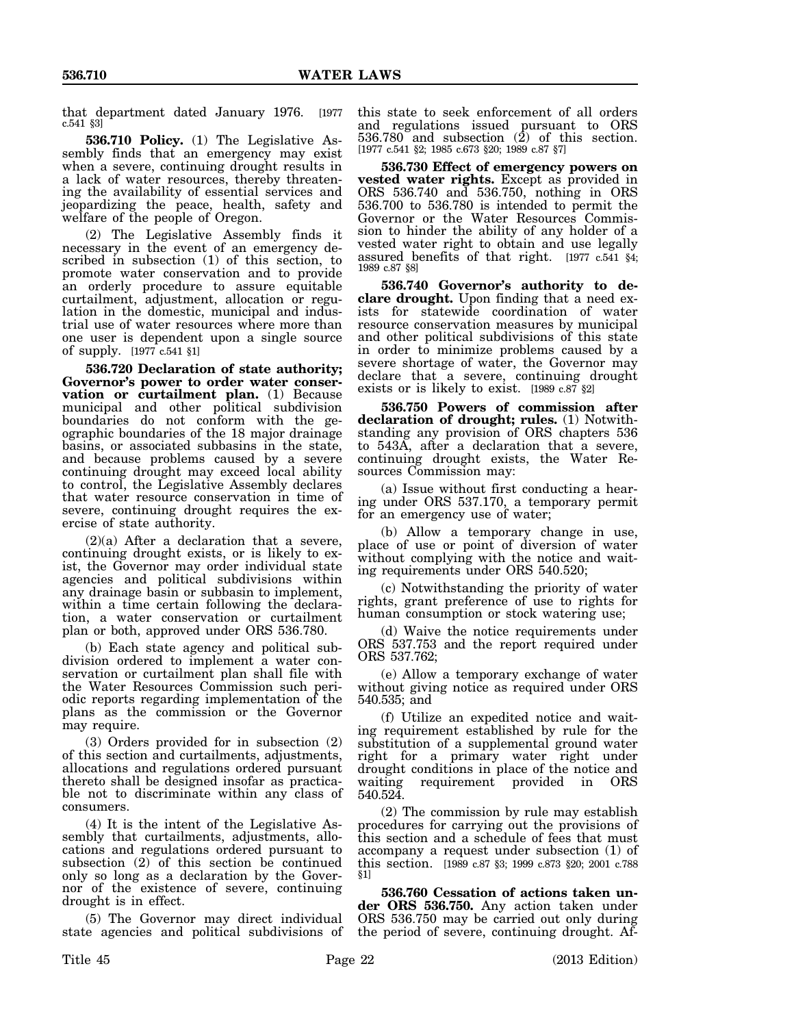that department dated January 1976. [1977 c.541 §3]

**536.710 Policy.** (1) The Legislative Assembly finds that an emergency may exist when a severe, continuing drought results in a lack of water resources, thereby threatening the availability of essential services and jeopardizing the peace, health, safety and welfare of the people of Oregon.

(2) The Legislative Assembly finds it necessary in the event of an emergency described in subsection (1) of this section, to promote water conservation and to provide an orderly procedure to assure equitable curtailment, adjustment, allocation or regulation in the domestic, municipal and industrial use of water resources where more than one user is dependent upon a single source of supply. [1977 c.541 §1]

**536.720 Declaration of state authority; Governor's power to order water conservation or curtailment plan.** (1) Because municipal and other political subdivision boundaries do not conform with the geographic boundaries of the 18 major drainage basins, or associated subbasins in the state, and because problems caused by a severe continuing drought may exceed local ability to control, the Legislative Assembly declares that water resource conservation in time of severe, continuing drought requires the exercise of state authority.

(2)(a) After a declaration that a severe, continuing drought exists, or is likely to exist, the Governor may order individual state agencies and political subdivisions within any drainage basin or subbasin to implement, within a time certain following the declaration, a water conservation or curtailment plan or both, approved under ORS 536.780.

(b) Each state agency and political subdivision ordered to implement a water conservation or curtailment plan shall file with the Water Resources Commission such periodic reports regarding implementation of the plans as the commission or the Governor may require.

(3) Orders provided for in subsection (2) of this section and curtailments, adjustments, allocations and regulations ordered pursuant thereto shall be designed insofar as practicable not to discriminate within any class of consumers.

(4) It is the intent of the Legislative Assembly that curtailments, adjustments, allocations and regulations ordered pursuant to subsection (2) of this section be continued only so long as a declaration by the Governor of the existence of severe, continuing drought is in effect.

(5) The Governor may direct individual state agencies and political subdivisions of this state to seek enforcement of all orders and regulations issued pursuant to ORS 536.780 and subsection (2) of this section. [1977 c.541 §2; 1985 c.673 §20; 1989 c.87 §7]

**536.730 Effect of emergency powers on vested water rights.** Except as provided in ORS 536.740 and 536.750, nothing in ORS 536.700 to 536.780 is intended to permit the Governor or the Water Resources Commission to hinder the ability of any holder of a vested water right to obtain and use legally assured benefits of that right. [1977 c.541 §4; 1989 c.87 §8]

**536.740 Governor's authority to declare drought.** Upon finding that a need exists for statewide coordination of water resource conservation measures by municipal and other political subdivisions of this state in order to minimize problems caused by a severe shortage of water, the Governor may declare that a severe, continuing drought exists or is likely to exist. [1989 c.87 §2]

**536.750 Powers of commission after declaration of drought; rules.** (1) Notwithstanding any provision of ORS chapters 536 to 543A, after a declaration that a severe, continuing drought exists, the Water Resources Commission may:

(a) Issue without first conducting a hearing under ORS 537.170, a temporary permit for an emergency use of water;

(b) Allow a temporary change in use, place of use or point of diversion of water without complying with the notice and waiting requirements under ORS 540.520;

(c) Notwithstanding the priority of water rights, grant preference of use to rights for human consumption or stock watering use;

(d) Waive the notice requirements under ORS 537.753 and the report required under ORS 537.762;

(e) Allow a temporary exchange of water without giving notice as required under ORS 540.535; and

(f) Utilize an expedited notice and waiting requirement established by rule for the substitution of a supplemental ground water right for a primary water right under drought conditions in place of the notice and waiting requirement provided in ORS 540.524.

(2) The commission by rule may establish procedures for carrying out the provisions of this section and a schedule of fees that must accompany a request under subsection (1) of this section. [1989 c.87 §3; 1999 c.873 §20; 2001 c.788 §1]

**536.760 Cessation of actions taken under ORS 536.750.** Any action taken under ORS 536.750 may be carried out only during the period of severe, continuing drought. Af-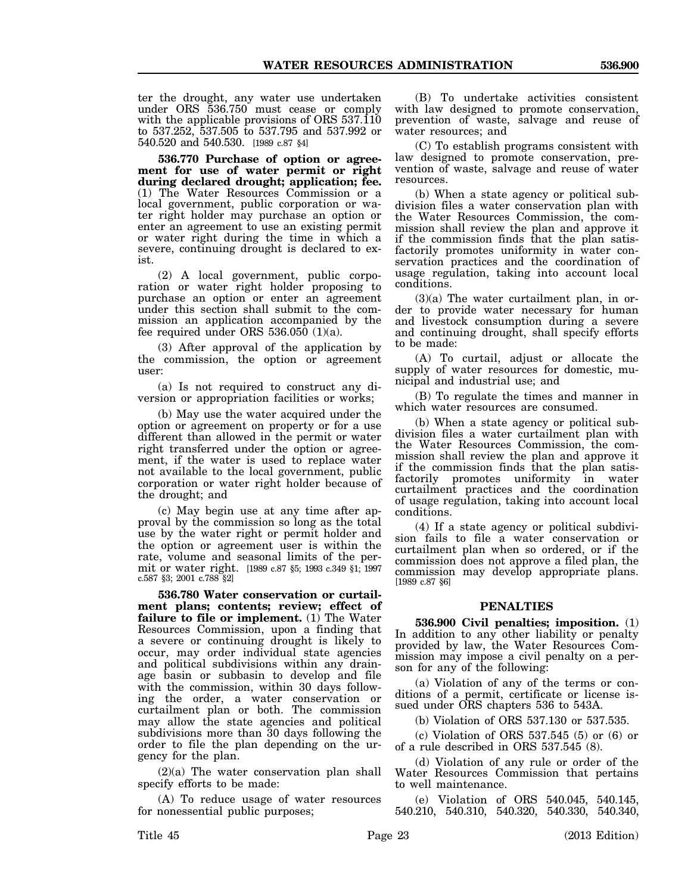ter the drought, any water use undertaken under ORS 536.750 must cease or comply with the applicable provisions of ORS 537.110 to 537.252, 537.505 to 537.795 and 537.992 or 540.520 and 540.530. [1989 c.87 §4]

**536.770 Purchase of option or agreement for use of water permit or right during declared drought; application; fee.** (1) The Water Resources Commission or a local government, public corporation or water right holder may purchase an option or enter an agreement to use an existing permit or water right during the time in which a severe, continuing drought is declared to exist.

(2) A local government, public corporation or water right holder proposing to purchase an option or enter an agreement under this section shall submit to the commission an application accompanied by the fee required under ORS 536.050 (1)(a).

(3) After approval of the application by the commission, the option or agreement user:

(a) Is not required to construct any diversion or appropriation facilities or works;

(b) May use the water acquired under the option or agreement on property or for a use different than allowed in the permit or water right transferred under the option or agreement, if the water is used to replace water not available to the local government, public corporation or water right holder because of the drought; and

(c) May begin use at any time after approval by the commission so long as the total use by the water right or permit holder and the option or agreement user is within the rate, volume and seasonal limits of the permit or water right. [1989 c.87 §5; 1993 c.349 §1; 1997 c.587 §3; 2001 c.788 §2]

**536.780 Water conservation or curtailment plans; contents; review; effect of failure to file or implement.** (1) The Water Resources Commission, upon a finding that a severe or continuing drought is likely to occur, may order individual state agencies and political subdivisions within any drainage basin or subbasin to develop and file with the commission, within 30 days following the order, a water conservation or curtailment plan or both. The commission may allow the state agencies and political subdivisions more than 30 days following the order to file the plan depending on the urgency for the plan.

(2)(a) The water conservation plan shall specify efforts to be made:

(A) To reduce usage of water resources for nonessential public purposes;

(B) To undertake activities consistent with law designed to promote conservation, prevention of waste, salvage and reuse of water resources; and

(C) To establish programs consistent with law designed to promote conservation, prevention of waste, salvage and reuse of water resources.

(b) When a state agency or political subdivision files a water conservation plan with the Water Resources Commission, the commission shall review the plan and approve it if the commission finds that the plan satisfactorily promotes uniformity in water conservation practices and the coordination of usage regulation, taking into account local conditions.

(3)(a) The water curtailment plan, in order to provide water necessary for human and livestock consumption during a severe and continuing drought, shall specify efforts to be made:

(A) To curtail, adjust or allocate the supply of water resources for domestic, municipal and industrial use; and

(B) To regulate the times and manner in which water resources are consumed.

(b) When a state agency or political subdivision files a water curtailment plan with the Water Resources Commission, the commission shall review the plan and approve it if the commission finds that the plan satisfactorily promotes uniformity in water curtailment practices and the coordination of usage regulation, taking into account local conditions.

(4) If a state agency or political subdivision fails to file a water conservation or curtailment plan when so ordered, or if the commission does not approve a filed plan, the commission may develop appropriate plans. [1989 c.87 §6]

## PENALTIES

**536.900 Civil penalties; imposition.** (1) In addition to any other liability or penalty provided by law, the Water Resources Commission may impose a civil penalty on a person for any of the following:

(a) Violation of any of the terms or conditions of a permit, certificate or license issued under ORS chapters 536 to 543A.

(b) Violation of ORS 537.130 or 537.535.

(c) Violation of ORS 537.545 (5) or (6) or of a rule described in ORS 537.545 (8).

(d) Violation of any rule or order of the Water Resources Commission that pertains to well maintenance.

(e) Violation of ORS 540.045, 540.145, 540.210, 540.310, 540.320, 540.330, 540.340,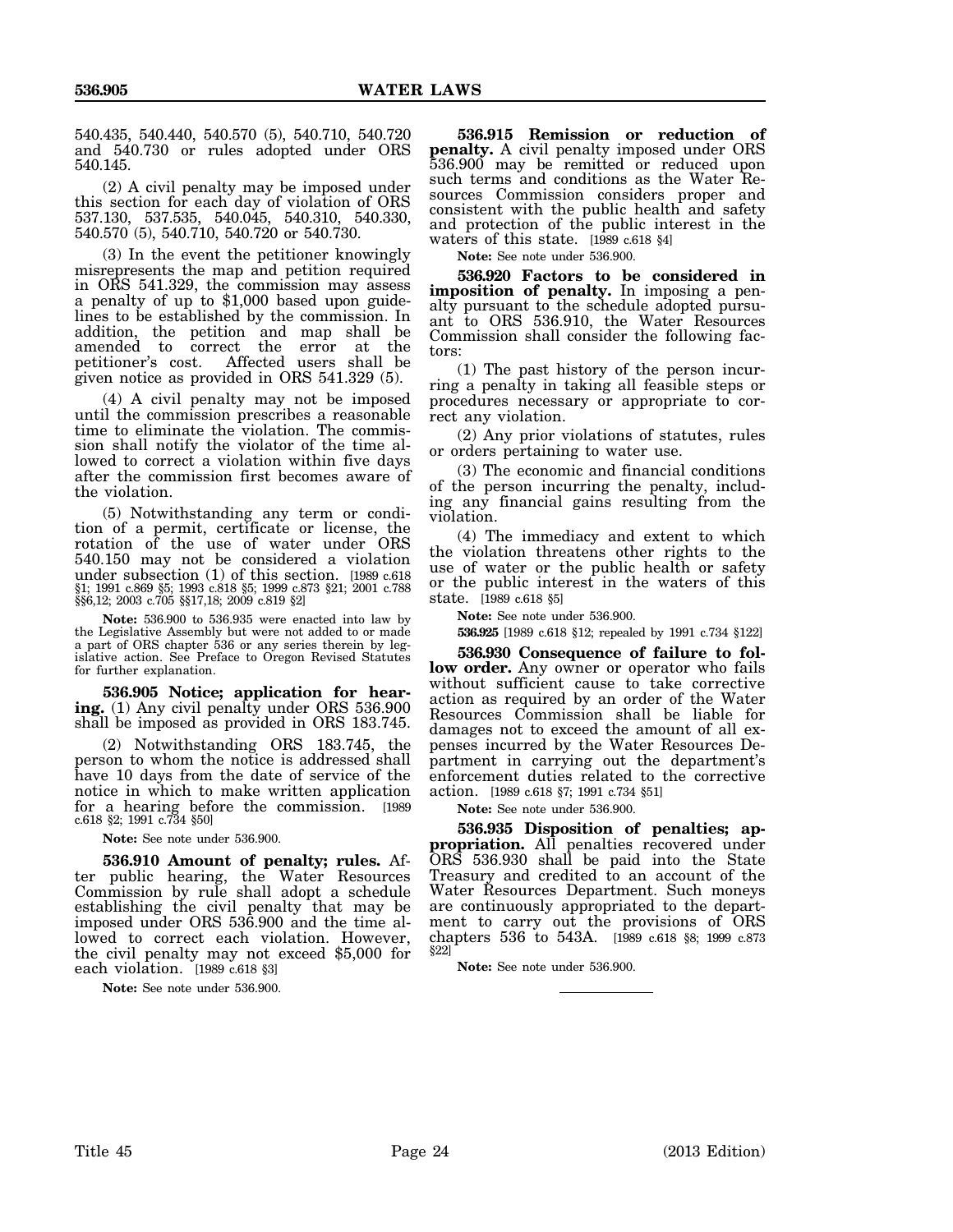540.435, 540.440, 540.570 (5), 540.710, 540.720 and 540.730 or rules adopted under ORS 540.145.

(2) A civil penalty may be imposed under this section for each day of violation of ORS 537.130, 537.535, 540.045, 540.310, 540.330, 540.570 (5), 540.710, 540.720 or 540.730.

(3) In the event the petitioner knowingly misrepresents the map and petition required in ORS 541.329, the commission may assess a penalty of up to $1,000 based upon guidelines to be established by the commission. In addition, the petition and map shall be amended to correct the error at the petitioner's cost. Affected users shall be given notice as provided in ORS 541.329 (5).

(4) A civil penalty may not be imposed until the commission prescribes a reasonable time to eliminate the violation. The commission shall notify the violator of the time allowed to correct a violation within five days after the commission first becomes aware of the violation.

(5) Notwithstanding any term or condition of a permit, certificate or license, the rotation of the use of water under ORS 540.150 may not be considered a violation under subsection (1) of this section. [1989 c.618 §1; 1991 c.869 §5; 1993 c.818 §5; 1999 c.873 §21; 2001 c.788 §§6,12; 2003 c.705 §§17,18; 2009 c.819 §2]

**Note:** 536.900 to 536.935 were enacted into law by the Legislative Assembly but were not added to or made a part of ORS chapter 536 or any series therein by legislative action. See Preface to Oregon Revised Statutes for further explanation.

**536.905 Notice; application for hearing.** (1) Any civil penalty under ORS 536.900 shall be imposed as provided in ORS 183.745.

(2) Notwithstanding ORS 183.745, the person to whom the notice is addressed shall have 10 days from the date of service of the notice in which to make written application for a hearing before the commission. [1989 c.618 §2; 1991 c.734 §50]

**Note:** See note under 536.900.

**536.910 Amount of penalty; rules.** After public hearing, the Water Resources Commission by rule shall adopt a schedule establishing the civil penalty that may be imposed under ORS 536.900 and the time allowed to correct each violation. However, the civil penalty may not exceed $5,000 for each violation. [1989 c.618 §3]

**Note:** See note under 536.900.

**536.915 Remission or reduction of penalty.** A civil penalty imposed under ORS 536.900 may be remitted or reduced upon such terms and conditions as the Water Resources Commission considers proper and consistent with the public health and safety and protection of the public interest in the waters of this state. [1989 c.618 §4]

**Note:** See note under 536.900.

**536.920 Factors to be considered in imposition of penalty.** In imposing a penalty pursuant to the schedule adopted pursuant to ORS 536.910, the Water Resources Commission shall consider the following factors:

(1) The past history of the person incurring a penalty in taking all feasible steps or procedures necessary or appropriate to correct any violation.

(2) Any prior violations of statutes, rules or orders pertaining to water use.

(3) The economic and financial conditions of the person incurring the penalty, including any financial gains resulting from the violation.

(4) The immediacy and extent to which the violation threatens other rights to the use of water or the public health or safety or the public interest in the waters of this state. [1989 c.618 §5]

**Note:** See note under 536.900.

**536.925** [1989 c.618 §12; repealed by 1991 c.734 §122]

**536.930 Consequence of failure to follow order.** Any owner or operator who fails without sufficient cause to take corrective action as required by an order of the Water Resources Commission shall be liable for damages not to exceed the amount of all expenses incurred by the Water Resources Department in carrying out the department's enforcement duties related to the corrective action. [1989 c.618 §7; 1991 c.734 §51]

**Note:** See note under 536.900.

**536.935 Disposition of penalties; appropriation.** All penalties recovered under ORS 536.930 shall be paid into the State Treasury and credited to an account of the Water Resources Department. Such moneys are continuously appropriated to the department to carry out the provisions of ORS chapters 536 to 543A. [1989 c.618 §8; 1999 c.873 §22]

**Note:** See note under 536.900.